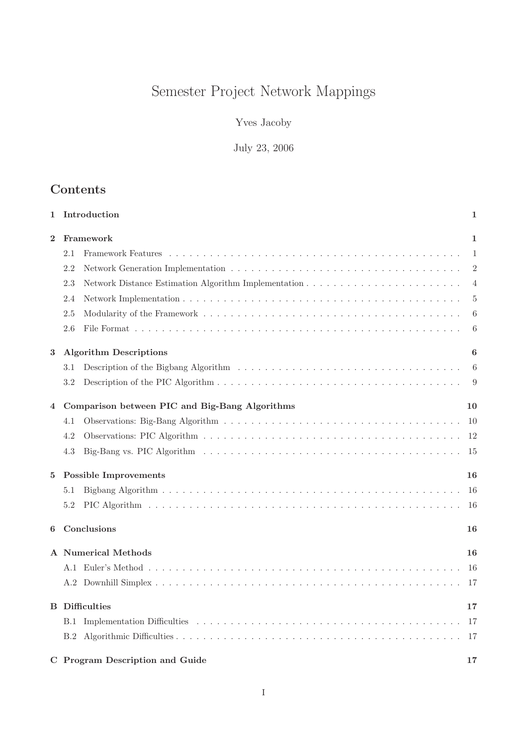# Semester Project Network Mappings

Yves Jacoby

July 23, 2006

## Contents

**1 Introduction** — **1**

**2 Framework** — **1**

- 2.1 Framework Features — 1
- 2.2 Network Generation Implementation — 2
- 2.3 Network Distance Estimation Algorithm Implementation — 4
- 2.4 Network Implementation — 5
- 2.5 Modularity of the Framework — 6
- 2.6 File Format — 6

**3 Algorithm Descriptions** — **6**

- 3.1 Description of the Bigbang Algorithm — 6
- 3.2 Description of the PIC Algorithm — 9

**4 Comparison between PIC and Big-Bang Algorithms** — **10**

- 4.1 Observations: Big-Bang Algorithm — 10
- 4.2 Observations: PIC Algorithm — 12
- 4.3 Big-Bang vs. PIC Algorithm — 15

**5 Possible Improvements** — **16**

- 5.1 Bigbang Algorithm — 16
- 5.2 PIC Algorithm — 16

**6 Conclusions** — **16**

**A Numerical Methods** — **16**

- A.1 Euler's Method — 16
- A.2 Downhill Simplex — 17

**B Difficulties** — **17**

- B.1 Implementation Difficulties — 17
- B.2 Algorithmic Difficulties — 17

**C Program Description and Guide** — **17**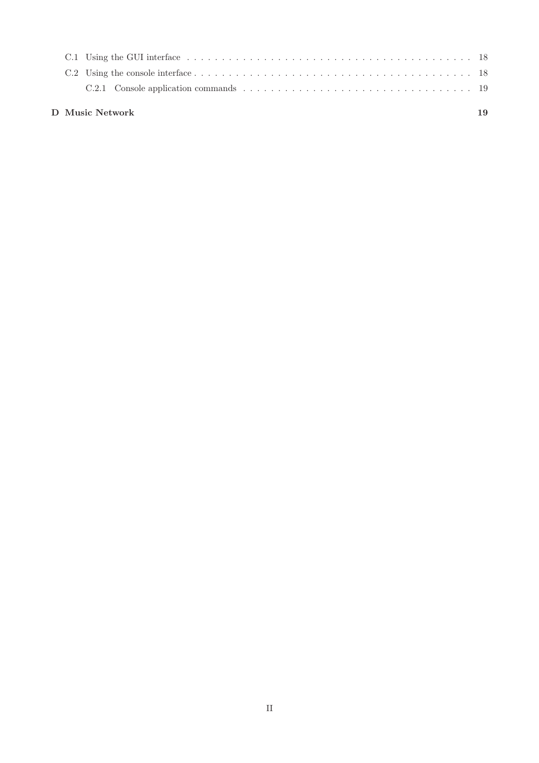C.1 Using the GUI interface . . . . . . . . . . . . . . . . . . . . . . . . . . . . . . . . . . . . . . . . . 18

C.2 Using the console interface . . . . . . . . . . . . . . . . . . . . . . . . . . . . . . . . . . . . . . . . 18

C.2.1 Console application commands . . . . . . . . . . . . . . . . . . . . . . . . . . . . . . . . . . 19

**D Music Network** **19**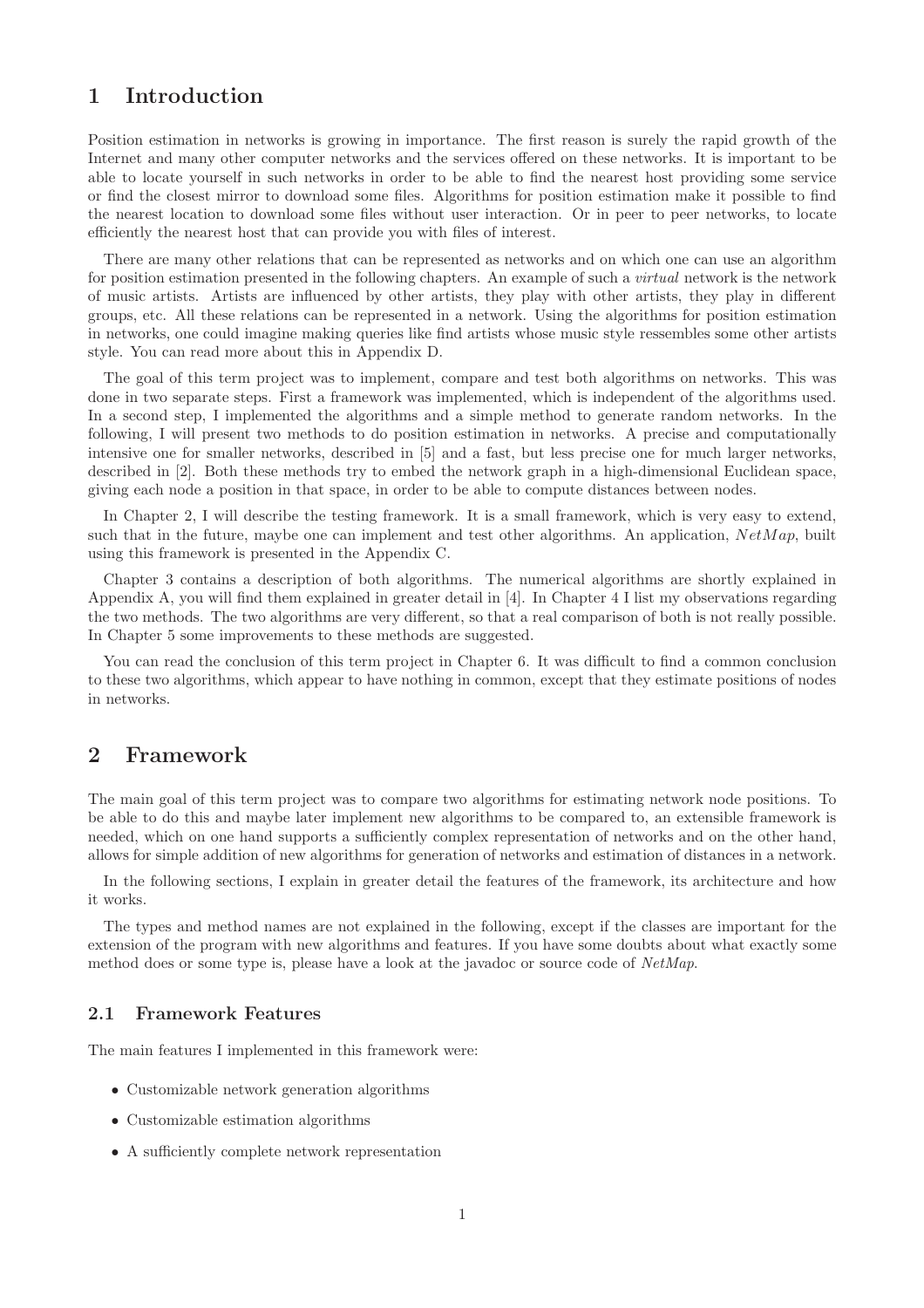# 1 Introduction

Position estimation in networks is growing in importance. The first reason is surely the rapid growth of the Internet and many other computer networks and the services offered on these networks. It is important to be able to locate yourself in such networks in order to be able to find the nearest host providing some service or find the closest mirror to download some files. Algorithms for position estimation make it possible to find the nearest location to download some files without user interaction. Or in peer to peer networks, to locate efficiently the nearest host that can provide you with files of interest.

There are many other relations that can be represented as networks and on which one can use an algorithm for position estimation presented in the following chapters. An example of such a *virtual* network is the network of music artists. Artists are influenced by other artists, they play with other artists, they play in different groups, etc. All these relations can be represented in a network. Using the algorithms for position estimation in networks, one could imagine making queries like find artists whose music style ressembles some other artists style. You can read more about this in Appendix D.

The goal of this term project was to implement, compare and test both algorithms on networks. This was done in two separate steps. First a framework was implemented, which is independent of the algorithms used. In a second step, I implemented the algorithms and a simple method to generate random networks. In the following, I will present two methods to do position estimation in networks. A precise and computationally intensive one for smaller networks, described in [5] and a fast, but less precise one for much larger networks, described in [2]. Both these methods try to embed the network graph in a high-dimensional Euclidean space, giving each node a position in that space, in order to be able to compute distances between nodes.

In Chapter 2, I will describe the testing framework. It is a small framework, which is very easy to extend, such that in the future, maybe one can implement and test other algorithms. An application, *NetMap*, built using this framework is presented in the Appendix C.

Chapter 3 contains a description of both algorithms. The numerical algorithms are shortly explained in Appendix A, you will find them explained in greater detail in [4]. In Chapter 4 I list my observations regarding the two methods. The two algorithms are very different, so that a real comparison of both is not really possible. In Chapter 5 some improvements to these methods are suggested.

You can read the conclusion of this term project in Chapter 6. It was difficult to find a common conclusion to these two algorithms, which appear to have nothing in common, except that they estimate positions of nodes in networks.

# 2 Framework

The main goal of this term project was to compare two algorithms for estimating network node positions. To be able to do this and maybe later implement new algorithms to be compared to, an extensible framework is needed, which on one hand supports a sufficiently complex representation of networks and on the other hand, allows for simple addition of new algorithms for generation of networks and estimation of distances in a network.

In the following sections, I explain in greater detail the features of the framework, its architecture and how it works.

The types and method names are not explained in the following, except if the classes are important for the extension of the program with new algorithms and features. If you have some doubts about what exactly some method does or some type is, please have a look at the javadoc or source code of *NetMap*.

## 2.1 Framework Features

The main features I implemented in this framework were:

- Customizable network generation algorithms
- Customizable estimation algorithms
- A sufficiently complete network representation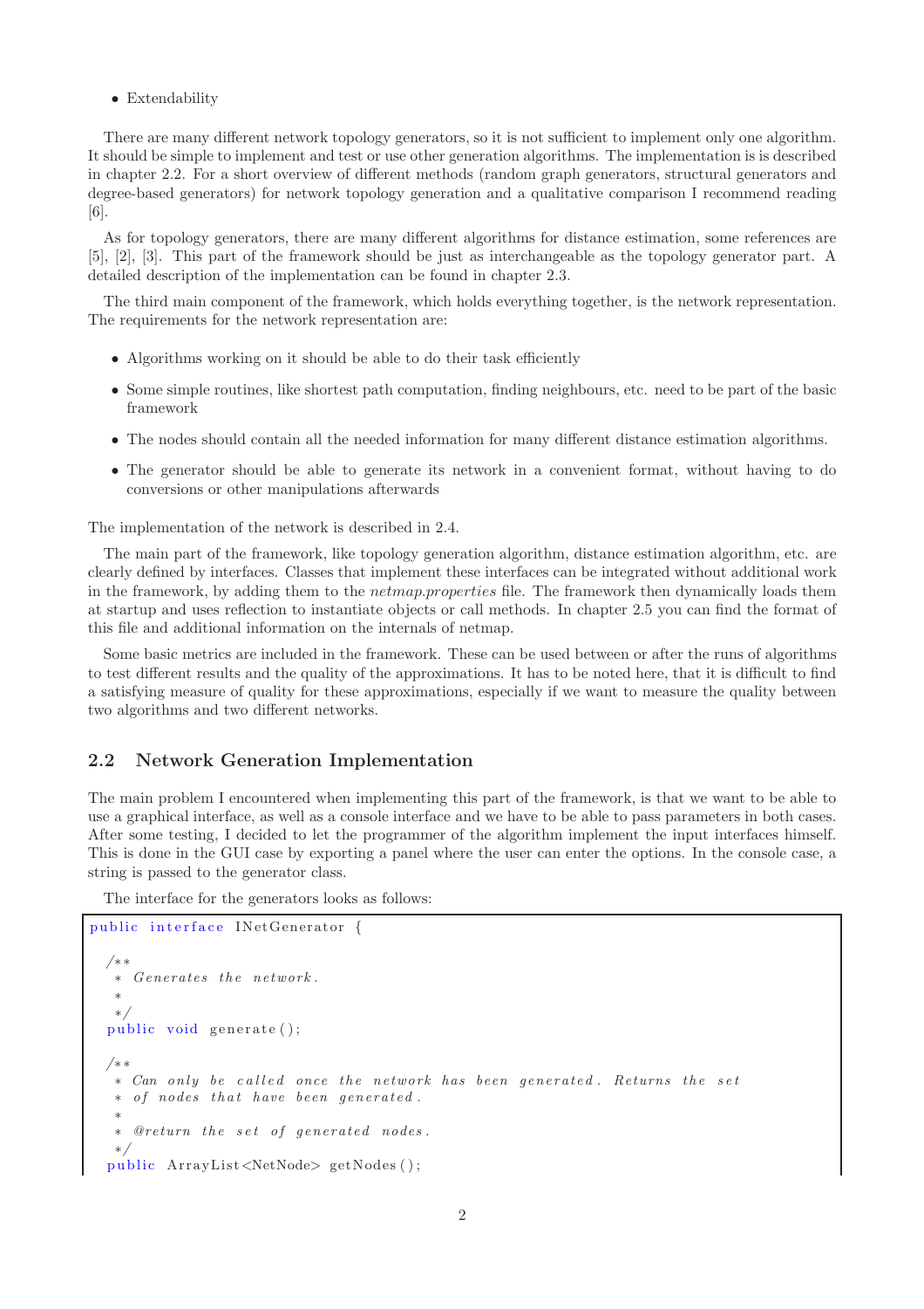- Extendability

There are many different network topology generators, so it is not sufficient to implement only one algorithm. It should be simple to implement and test or use other generation algorithms. The implementation is is described in chapter 2.2. For a short overview of different methods (random graph generators, structural generators and degree-based generators) for network topology generation and a qualitative comparison I recommend reading [6].

As for topology generators, there are many different algorithms for distance estimation, some references are [5], [2], [3]. This part of the framework should be just as interchangeable as the topology generator part. A detailed description of the implementation can be found in chapter 2.3.

The third main component of the framework, which holds everything together, is the network representation. The requirements for the network representation are:

- Algorithms working on it should be able to do their task efficiently
- Some simple routines, like shortest path computation, finding neighbours, etc. need to be part of the basic framework
- The nodes should contain all the needed information for many different distance estimation algorithms.
- The generator should be able to generate its network in a convenient format, without having to do conversions or other manipulations afterwards

The implementation of the network is described in 2.4.

The main part of the framework, like topology generation algorithm, distance estimation algorithm, etc. are clearly defined by interfaces. Classes that implement these interfaces can be integrated without additional work in the framework, by adding them to the *netmap.properties* file. The framework then dynamically loads them at startup and uses reflection to instantiate objects or call methods. In chapter 2.5 you can find the format of this file and additional information on the internals of netmap.

Some basic metrics are included in the framework. These can be used between or after the runs of algorithms to test different results and the quality of the approximations. It has to be noted here, that it is difficult to find a satisfying measure of quality for these approximations, especially if we want to measure the quality between two algorithms and two different networks.

## 2.2 Network Generation Implementation

The main problem I encountered when implementing this part of the framework, is that we want to be able to use a graphical interface, as well as a console interface and we have to be able to pass parameters in both cases. After some testing, I decided to let the programmer of the algorithm implement the input interfaces himself. This is done in the GUI case by exporting a panel where the user can enter the options. In the console case, a string is passed to the generator class.

The interface for the generators looks as follows:

```
public interface INetGenerator {

  /**
   * Generates the network.
   *
   */
  public void generate();

  /**
   * Can only be called once the network has been generated. Returns the set
   * of nodes that have been generated.
   *
   * @return the set of generated nodes.
   */
  public ArrayList<NetNode> getNodes();
```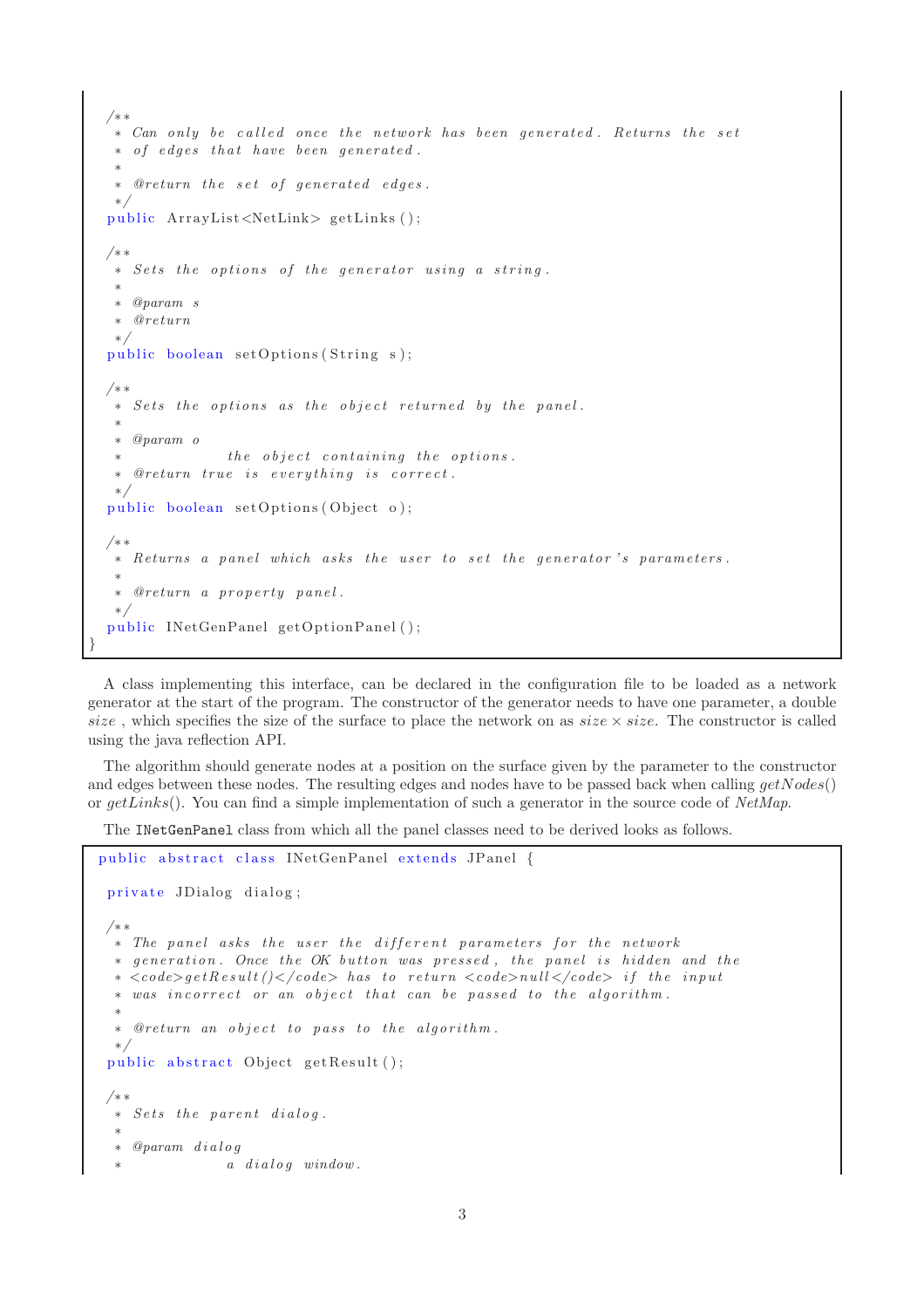```java
  /**
   * Can only be called once the network has been generated. Returns the set
   * of edges that have been generated.
   *
   * @return the set of generated edges.
   */
  public ArrayList<NetLink> getLinks();

  /**
   * Sets the options of the generator using a string.
   *
   * @param s
   * @return
   */
  public boolean setOptions(String s);

  /**
   * Sets the options as the object returned by the panel.
   *
   * @param o
   *            the object containing the options.
   * @return true is everything is correct.
   */
  public boolean setOptions(Object o);

  /**
   * Returns a panel which asks the user to set the generator's parameters.
   *
   * @return a property panel.
   */
  public INetGenPanel getOptionPanel();
}
```

A class implementing this interface, can be declared in the configuration file to be loaded as a network generator at the start of the program. The constructor of the generator needs to have one parameter, a double *size* , which specifies the size of the surface to place the network on as $size \times size$. The constructor is called using the java reflection API.

The algorithm should generate nodes at a position on the surface given by the parameter to the constructor and edges between these nodes. The resulting edges and nodes have to be passed back when calling $getNodes()$ or $getLinks()$. You can find a simple implementation of such a generator in the source code of *NetMap*.

The `INetGenPanel` class from which all the panel classes need to be derived looks as follows.

```java
public abstract class INetGenPanel extends JPanel {

  private JDialog dialog;

  /**
   * The panel asks the user the different parameters for the network
   * generation. Once the OK button was pressed, the panel is hidden and the
   * <code>getResult()</code> has to return <code>null</code> if the input
   * was incorrect or an object that can be passed to the algorithm.
   *
   * @return an object to pass to the algorithm.
   */
  public abstract Object getResult();

  /**
   * Sets the parent dialog.
   *
   * @param dialog
   *            a dialog window.
```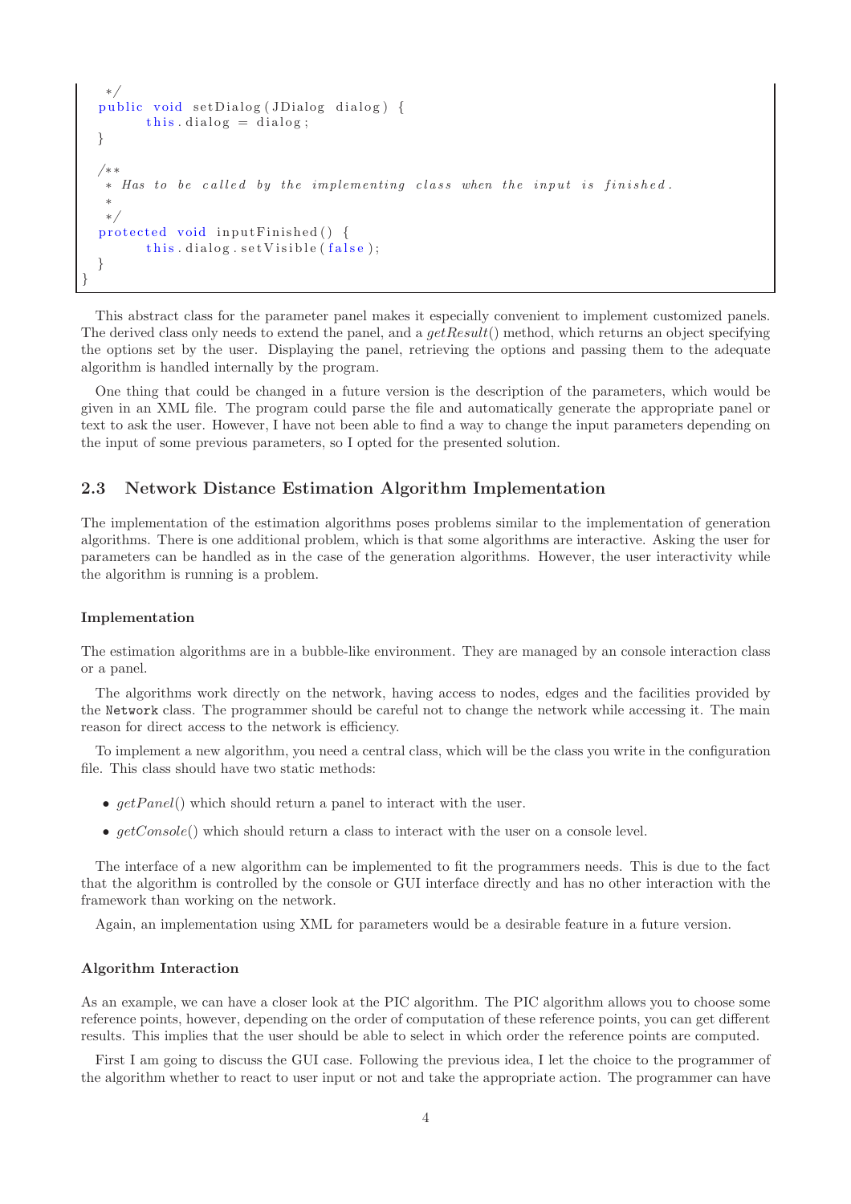```
     */
    public void setDialog(JDialog dialog) {
            this.dialog = dialog;
    }

    /**
     * Has to be called by the implementing class when the input is finished.
     *
     */
    protected void inputFinished() {
            this.dialog.setVisible(false);
    }
}
```

This abstract class for the parameter panel makes it especially convenient to implement customized panels. The derived class only needs to extend the panel, and a *getResult*() method, which returns an object specifying the options set by the user. Displaying the panel, retrieving the options and passing them to the adequate algorithm is handled internally by the program.

One thing that could be changed in a future version is the description of the parameters, which would be given in an XML file. The program could parse the file and automatically generate the appropriate panel or text to ask the user. However, I have not been able to find a way to change the input parameters depending on the input of some previous parameters, so I opted for the presented solution.

## 2.3 Network Distance Estimation Algorithm Implementation

The implementation of the estimation algorithms poses problems similar to the implementation of generation algorithms. There is one additional problem, which is that some algorithms are interactive. Asking the user for parameters can be handled as in the case of the generation algorithms. However, the user interactivity while the algorithm is running is a problem.

#### Implementation

The estimation algorithms are in a bubble-like environment. They are managed by an console interaction class or a panel.

The algorithms work directly on the network, having access to nodes, edges and the facilities provided by the `Network` class. The programmer should be careful not to change the network while accessing it. The main reason for direct access to the network is efficiency.

To implement a new algorithm, you need a central class, which will be the class you write in the configuration file. This class should have two static methods:

- *getPanel*() which should return a panel to interact with the user.
- *getConsole*() which should return a class to interact with the user on a console level.

The interface of a new algorithm can be implemented to fit the programmers needs. This is due to the fact that the algorithm is controlled by the console or GUI interface directly and has no other interaction with the framework than working on the network.

Again, an implementation using XML for parameters would be a desirable feature in a future version.

#### Algorithm Interaction

As an example, we can have a closer look at the PIC algorithm. The PIC algorithm allows you to choose some reference points, however, depending on the order of computation of these reference points, you can get different results. This implies that the user should be able to select in which order the reference points are computed.

First I am going to discuss the GUI case. Following the previous idea, I let the choice to the programmer of the algorithm whether to react to user input or not and take the appropriate action. The programmer can have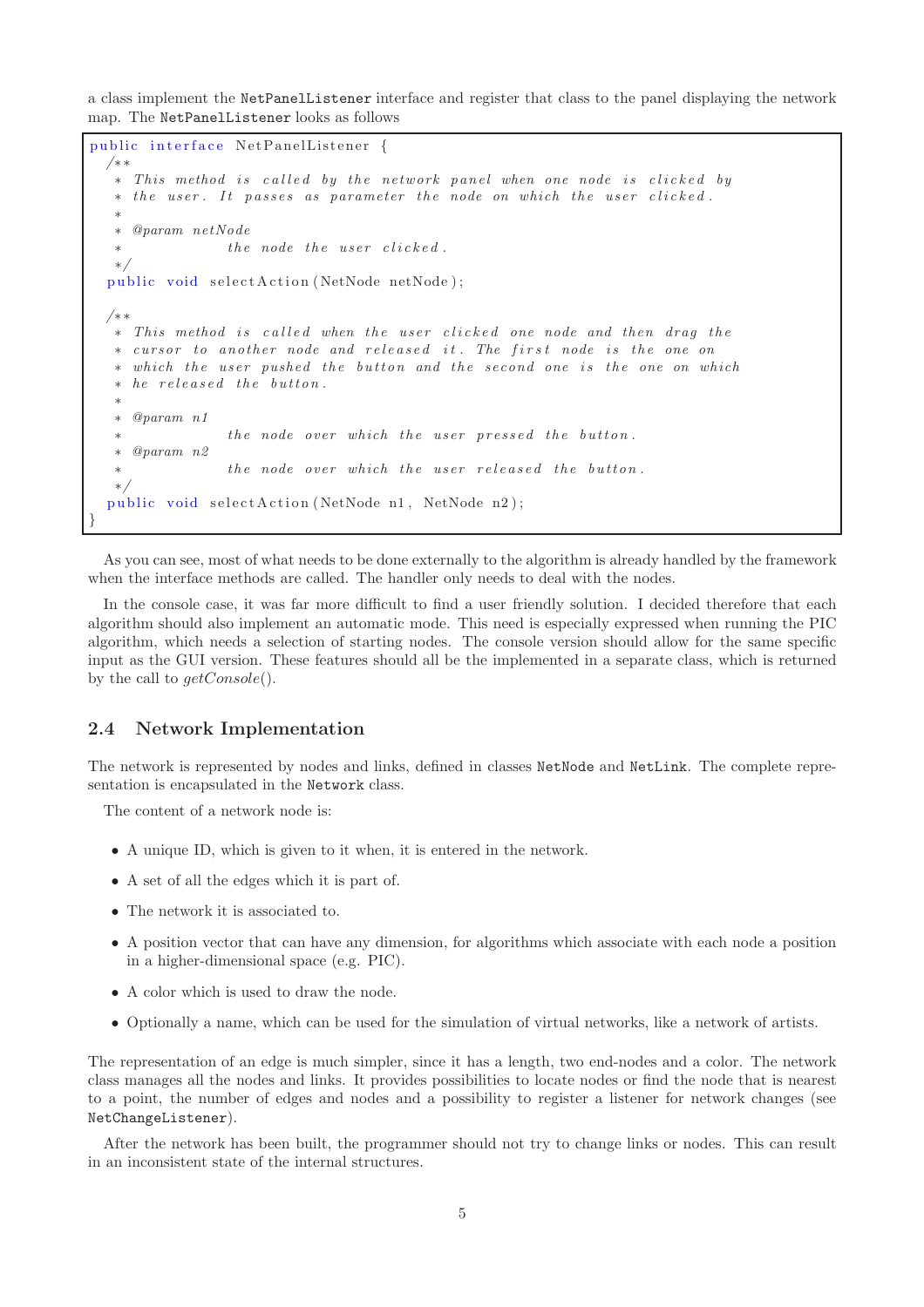a class implement the NetPanelListener interface and register that class to the panel displaying the network map. The NetPanelListener looks as follows

```
public interface NetPanelListener {
  /**
   * This method is called by the network panel when one node is clicked by
   * the user. It passes as parameter the node on which the user clicked.
   *
   * @param netNode
   *            the node the user clicked.
   */
  public void selectAction(NetNode netNode);

  /**
   * This method is called when the user clicked one node and then drag the
   * cursor to another node and released it. The first node is the one on
   * which the user pushed the button and the second one is the one on which
   * he released the button.
   *
   * @param n1
   *            the node over which the user pressed the button.
   * @param n2
   *            the node over which the user released the button.
   */
  public void selectAction(NetNode n1, NetNode n2);
}
```

As you can see, most of what needs to be done externally to the algorithm is already handled by the framework when the interface methods are called. The handler only needs to deal with the nodes.

In the console case, it was far more difficult to find a user friendly solution. I decided therefore that each algorithm should also implement an automatic mode. This need is especially expressed when running the PIC algorithm, which needs a selection of starting nodes. The console version should allow for the same specific input as the GUI version. These features should all be the implemented in a separate class, which is returned by the call to *getConsole*().

## 2.4 Network Implementation

The network is represented by nodes and links, defined in classes NetNode and NetLink. The complete representation is encapsulated in the Network class.

The content of a network node is:

- A unique ID, which is given to it when, it is entered in the network.
- A set of all the edges which it is part of.
- The network it is associated to.
- A position vector that can have any dimension, for algorithms which associate with each node a position in a higher-dimensional space (e.g. PIC).
- A color which is used to draw the node.
- Optionally a name, which can be used for the simulation of virtual networks, like a network of artists.

The representation of an edge is much simpler, since it has a length, two end-nodes and a color. The network class manages all the nodes and links. It provides possibilities to locate nodes or find the node that is nearest to a point, the number of edges and nodes and a possibility to register a listener for network changes (see NetChangeListener).

After the network has been built, the programmer should not try to change links or nodes. This can result in an inconsistent state of the internal structures.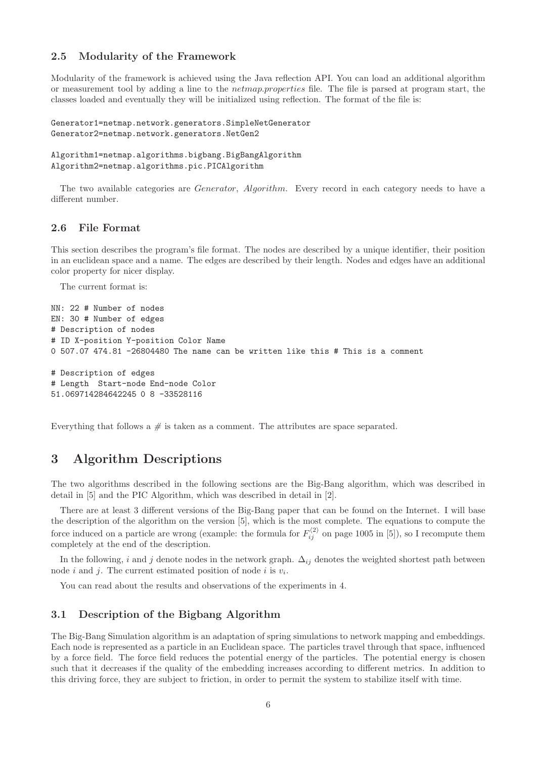### 2.5 Modularity of the Framework

Modularity of the framework is achieved using the Java reflection API. You can load an additional algorithm or measurement tool by adding a line to the *netmap.properties* file. The file is parsed at program start, the classes loaded and eventually they will be initialized using reflection. The format of the file is:

```
Generator1=netmap.network.generators.SimpleNetGenerator
Generator2=netmap.network.generators.NetGen2

Algorithm1=netmap.algorithms.bigbang.BigBangAlgorithm
Algorithm2=netmap.algorithms.pic.PICAlgorithm
```

The two available categories are *Generator*, *Algorithm*. Every record in each category needs to have a different number.

### 2.6 File Format

This section describes the program's file format. The nodes are described by a unique identifier, their position in an euclidean space and a name. The edges are described by their length. Nodes and edges have an additional color property for nicer display.

The current format is:

```
NN: 22 # Number of nodes
EN: 30 # Number of edges
# Description of nodes
# ID X-position Y-position Color Name
0 507.07 474.81 -26804480 The name can be written like this # This is a comment

# Description of edges
# Length  Start-node End-node Color
51.069714284642245 0 8 -33528116
```

Everything that follows a # is taken as a comment. The attributes are space separated.

## 3 Algorithm Descriptions

The two algorithms described in the following sections are the Big-Bang algorithm, which was described in detail in [5] and the PIC Algorithm, which was described in detail in [2].

There are at least 3 different versions of the Big-Bang paper that can be found on the Internet. I will base the description of the algorithm on the version [5], which is the most complete. The equations to compute the force induced on a particle are wrong (example: the formula for $F_{ij}^{\langle 2 \rangle}$ on page 1005 in [5]), so I recompute them completely at the end of the description.

In the following, $i$ and $j$ denote nodes in the network graph. $\Delta_{ij}$ denotes the weighted shortest path between node $i$ and $j$. The current estimated position of node $i$ is $v_i$.

You can read about the results and observations of the experiments in 4.

### 3.1 Description of the Bigbang Algorithm

The Big-Bang Simulation algorithm is an adaptation of spring simulations to network mapping and embeddings. Each node is represented as a particle in an Euclidean space. The particles travel through that space, influenced by a force field. The force field reduces the potential energy of the particles. The potential energy is chosen such that it decreases if the quality of the embedding increases according to different metrics. In addition to this driving force, they are subject to friction, in order to permit the system to stabilize itself with time.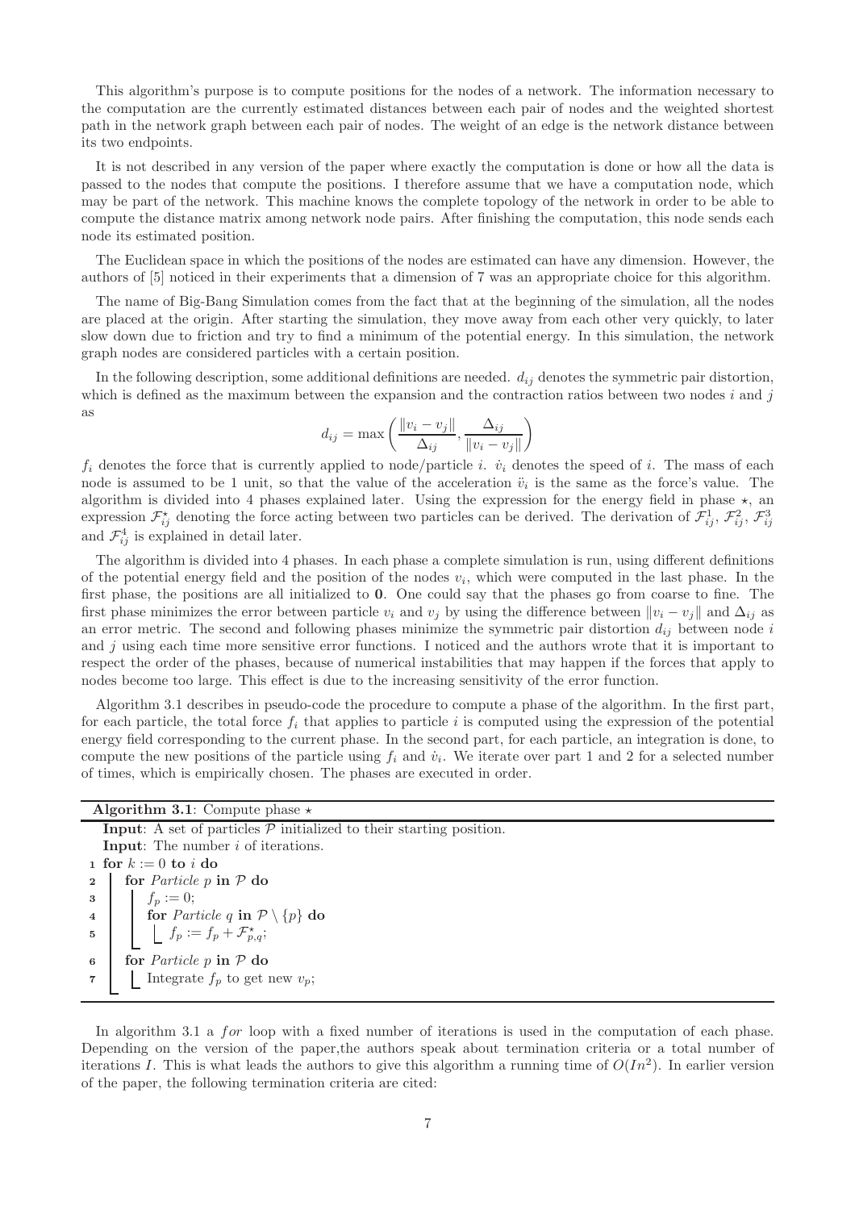This algorithm's purpose is to compute positions for the nodes of a network. The information necessary to the computation are the currently estimated distances between each pair of nodes and the weighted shortest path in the network graph between each pair of nodes. The weight of an edge is the network distance between its two endpoints.

It is not described in any version of the paper where exactly the computation is done or how all the data is passed to the nodes that compute the positions. I therefore assume that we have a computation node, which may be part of the network. This machine knows the complete topology of the network in order to be able to compute the distance matrix among network node pairs. After finishing the computation, this node sends each node its estimated position.

The Euclidean space in which the positions of the nodes are estimated can have any dimension. However, the authors of [5] noticed in their experiments that a dimension of 7 was an appropriate choice for this algorithm.

The name of Big-Bang Simulation comes from the fact that at the beginning of the simulation, all the nodes are placed at the origin. After starting the simulation, they move away from each other very quickly, to later slow down due to friction and try to find a minimum of the potential energy. In this simulation, the network graph nodes are considered particles with a certain position.

In the following description, some additional definitions are needed. $d_{ij}$ denotes the symmetric pair distortion, which is defined as the maximum between the expansion and the contraction ratios between two nodes $i$ and $j$ as

$$d_{ij} = \max\left(\frac{\|v_i - v_j\|}{\Delta_{ij}}, \frac{\Delta_{ij}}{\|v_i - v_j\|}\right)$$

$f_i$ denotes the force that is currently applied to node/particle $i$. $\dot{v}_i$ denotes the speed of $i$. The mass of each node is assumed to be 1 unit, so that the value of the acceleration $\ddot{v}_i$ is the same as the force's value. The algorithm is divided into 4 phases explained later. Using the expression for the energy field in phase $\star$, an expression $\mathcal{F}^{\star}_{ij}$ denoting the force acting between two particles can be derived. The derivation of $\mathcal{F}^1_{ij}$, $\mathcal{F}^2_{ij}$, $\mathcal{F}^3_{ij}$ and $\mathcal{F}^4_{ij}$ is explained in detail later.

The algorithm is divided into 4 phases. In each phase a complete simulation is run, using different definitions of the potential energy field and the position of the nodes $v_i$, which were computed in the last phase. In the first phase, the positions are all initialized to $\mathbf{0}$. One could say that the phases go from coarse to fine. The first phase minimizes the error between particle $v_i$ and $v_j$ by using the difference between $\|v_i - v_j\|$ and $\Delta_{ij}$ as an error metric. The second and following phases minimize the symmetric pair distortion $d_{ij}$ between node $i$ and $j$ using each time more sensitive error functions. I noticed and the authors wrote that it is important to respect the order of the phases, because of numerical instabilities that may happen if the forces that apply to nodes become too large. This effect is due to the increasing sensitivity of the error function.

Algorithm 3.1 describes in pseudo-code the procedure to compute a phase of the algorithm. In the first part, for each particle, the total force $f_i$ that applies to particle $i$ is computed using the expression of the potential energy field corresponding to the current phase. In the second part, for each particle, an integration is done, to compute the new positions of the particle using $f_i$ and $\dot{v}_i$. We iterate over part 1 and 2 for a selected number of times, which is empirically chosen. The phases are executed in order.

**Algorithm 3.1**: Compute phase $\star$

**Input**: A set of particles $\mathcal{P}$ initialized to their starting position.
**Input**: The number $i$ of iterations.

```
1 for k := 0 to i do
2     for Particle p in P do
3         f_p := 0;
4         for Particle q in P \ {p} do
5             f_p := f_p + F*_{p,q};
6     for Particle p in P do
7         Integrate f_p to get new v_p;
```

In algorithm 3.1 a *for* loop with a fixed number of iterations is used in the computation of each phase. Depending on the version of the paper,the authors speak about termination criteria or a total number of iterations $I$. This is what leads the authors to give this algorithm a running time of $O(In^2)$. In earlier version of the paper, the following termination criteria are cited: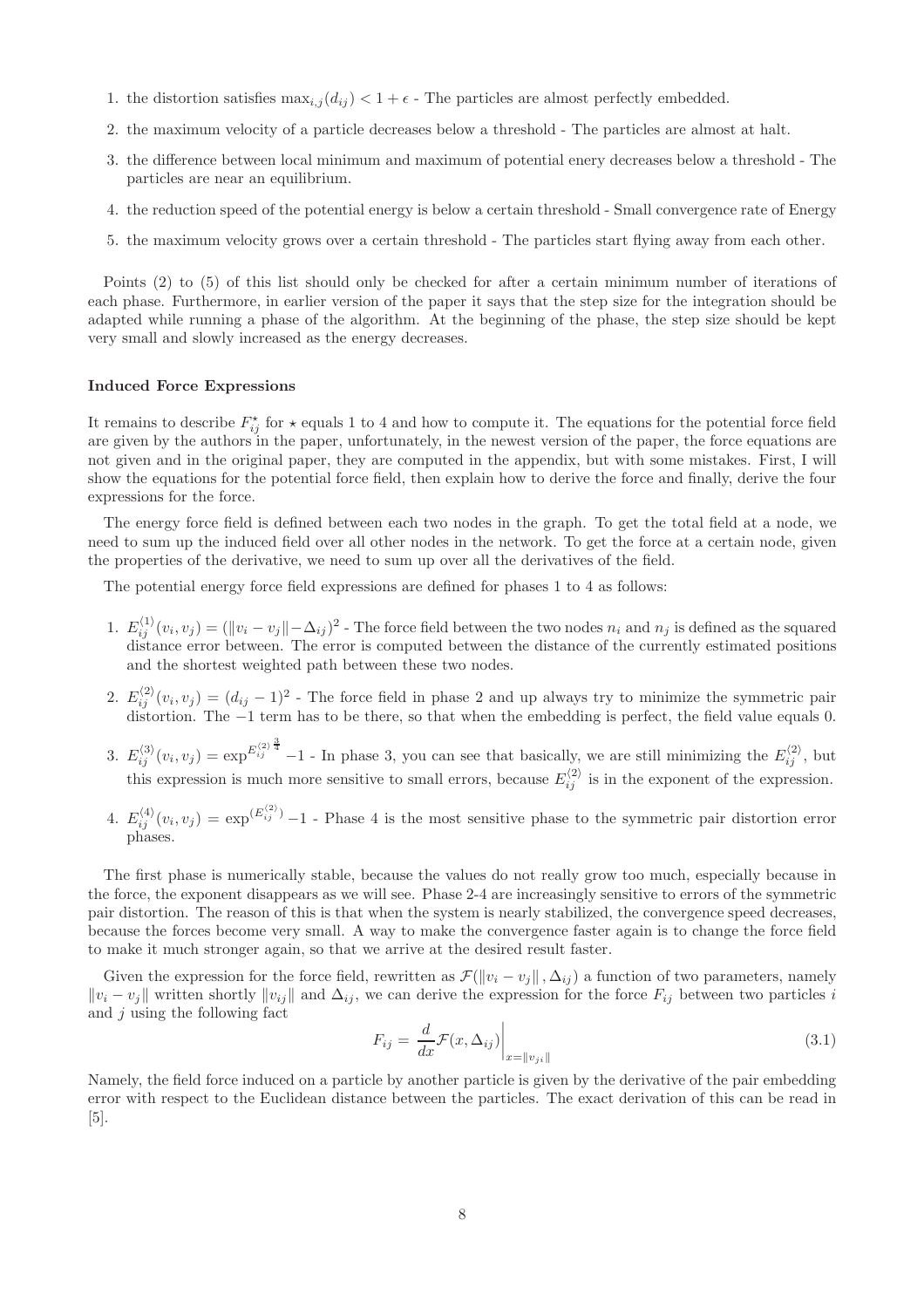1. the distortion satisfies $\max_{i,j}(d_{ij}) < 1 + \epsilon$ - The particles are almost perfectly embedded.
2. the maximum velocity of a particle decreases below a threshold - The particles are almost at halt.
3. the difference between local minimum and maximum of potential enery decreases below a threshold - The particles are near an equilibrium.
4. the reduction speed of the potential energy is below a certain threshold - Small convergence rate of Energy
5. the maximum velocity grows over a certain threshold - The particles start flying away from each other.

Points (2) to (5) of this list should only be checked for after a certain minimum number of iterations of each phase. Furthermore, in earlier version of the paper it says that the step size for the integration should be adapted while running a phase of the algorithm. At the beginning of the phase, the step size should be kept very small and slowly increased as the energy decreases.

**Induced Force Expressions**

It remains to describe $F^{\star}_{ij}$ for $\star$ equals 1 to 4 and how to compute it. The equations for the potential force field are given by the authors in the paper, unfortunately, in the newest version of the paper, the force equations are not given and in the original paper, they are computed in the appendix, but with some mistakes. First, I will show the equations for the potential force field, then explain how to derive the force and finally, derive the four expressions for the force.

The energy force field is defined between each two nodes in the graph. To get the total field at a node, we need to sum up the induced field over all other nodes in the network. To get the force at a certain node, given the properties of the derivative, we need to sum up over all the derivatives of the field.

The potential energy force field expressions are defined for phases 1 to 4 as follows:

1. $E^{\langle 1 \rangle}_{ij}(v_i, v_j) = (\|v_i - v_j\| - \Delta_{ij})^2$ - The force field between the two nodes $n_i$ and $n_j$ is defined as the squared distance error between. The error is computed between the distance of the currently estimated positions and the shortest weighted path between these two nodes.
2. $E^{\langle 2 \rangle}_{ij}(v_i, v_j) = (d_{ij} - 1)^2$ - The force field in phase 2 and up always try to minimize the symmetric pair distortion. The $-1$ term has to be there, so that when the embedding is perfect, the field value equals 0.
3. $E^{\langle 3 \rangle}_{ij}(v_i, v_j) = \exp^{E^{\langle 2 \rangle}_{ij} {}^{\frac{3}{4}}} - 1$ - In phase 3, you can see that basically, we are still minimizing the $E^{\langle 2 \rangle}_{ij}$, but this expression is much more sensitive to small errors, because $E^{\langle 2 \rangle}_{ij}$ is in the exponent of the expression.
4. $E^{\langle 4 \rangle}_{ij}(v_i, v_j) = \exp^{(E^{\langle 2 \rangle}_{ij})} - 1$ - Phase 4 is the most sensitive phase to the symmetric pair distortion error phases.

The first phase is numerically stable, because the values do not really grow too much, especially because in the force, the exponent disappears as we will see. Phase 2-4 are increasingly sensitive to errors of the symmetric pair distortion. The reason of this is that when the system is nearly stabilized, the convergence speed decreases, because the forces become very small. A way to make the convergence faster again is to change the force field to make it much stronger again, so that we arrive at the desired result faster.

Given the expression for the force field, rewritten as $\mathcal{F}(\|v_i - v_j\|, \Delta_{ij})$ a function of two parameters, namely $\|v_i - v_j\|$ written shortly $\|v_{ij}\|$ and $\Delta_{ij}$, we can derive the expression for the force $F_{ij}$ between two particles $i$ and $j$ using the following fact

$$F_{ij} = \left. \frac{d}{dx} \mathcal{F}(x, \Delta_{ij}) \right|_{x = \|v_{ji}\|} \tag{3.1}$$

Namely, the field force induced on a particle by another particle is given by the derivative of the pair embedding error with respect to the Euclidean distance between the particles. The exact derivation of this can be read in [5].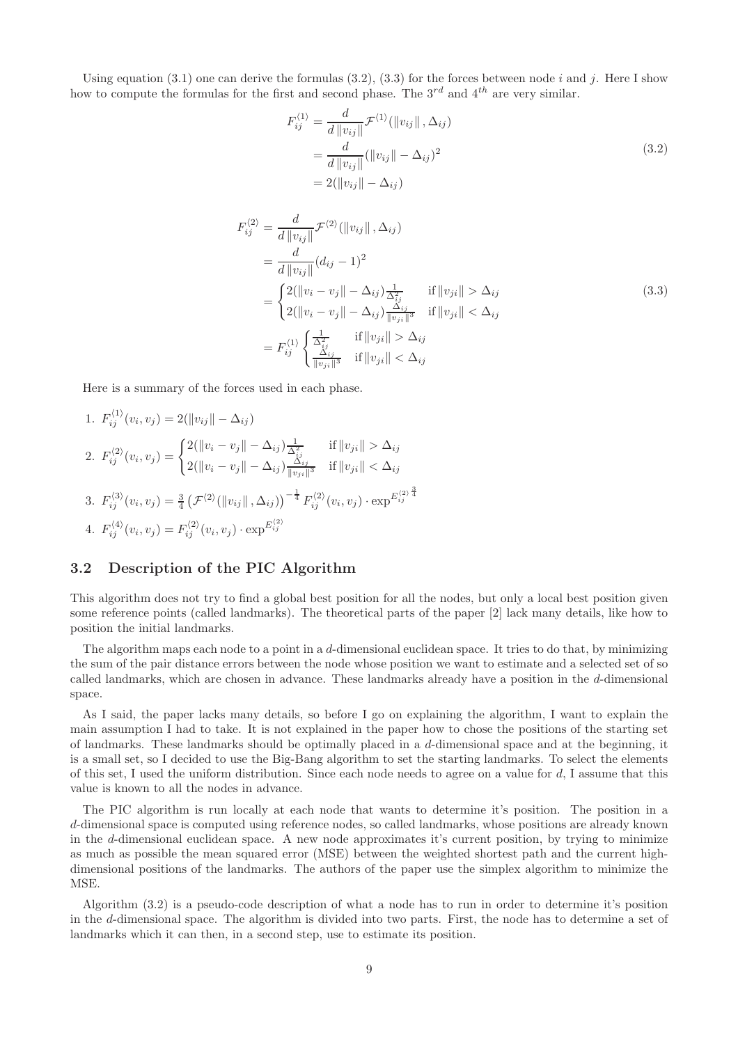Using equation (3.1) one can derive the formulas (3.2), (3.3) for the forces between node $i$ and $j$. Here I show how to compute the formulas for the first and second phase. The $3^{rd}$ and $4^{th}$ are very similar.

$$
\begin{aligned}
F_{ij}^{\langle 1 \rangle} &= \frac{d}{d\,\|v_{ij}\|} \mathcal{F}^{\langle 1 \rangle}(\|v_{ij}\|, \Delta_{ij}) \\
&= \frac{d}{d\,\|v_{ij}\|} (\|v_{ij}\| - \Delta_{ij})^2 \\
&= 2(\|v_{ij}\| - \Delta_{ij})
\end{aligned}
\tag{3.2}
$$

$$
\begin{aligned}
F_{ij}^{\langle 2 \rangle} &= \frac{d}{d\,\|v_{ij}\|} \mathcal{F}^{\langle 2 \rangle}(\|v_{ij}\|, \Delta_{ij}) \\
&= \frac{d}{d\,\|v_{ij}\|} (d_{ij} - 1)^2 \\
&= \begin{cases} 2(\|v_i - v_j\| - \Delta_{ij}) \frac{1}{\Delta_{ij}^2} & \text{if } \|v_{ji}\| > \Delta_{ij} \\ 2(\|v_i - v_j\| - \Delta_{ij}) \frac{\Delta_{ij}}{\|v_{ji}\|^3} & \text{if } \|v_{ji}\| < \Delta_{ij} \end{cases} \\
&= F_{ij}^{\langle 1 \rangle} \begin{cases} \frac{1}{\Delta_{ij}^2} & \text{if } \|v_{ji}\| > \Delta_{ij} \\ \frac{\Delta_{ij}}{\|v_{ji}\|^3} & \text{if } \|v_{ji}\| < \Delta_{ij} \end{cases}
\end{aligned}
\tag{3.3}
$$

Here is a summary of the forces used in each phase.

1. $F_{ij}^{\langle 1 \rangle}(v_i, v_j) = 2(\|v_{ij}\| - \Delta_{ij})$
2. $F_{ij}^{\langle 2 \rangle}(v_i, v_j) = \begin{cases} 2(\|v_i - v_j\| - \Delta_{ij}) \frac{1}{\Delta_{ij}^2} & \text{if } \|v_{ji}\| > \Delta_{ij} \\ 2(\|v_i - v_j\| - \Delta_{ij}) \frac{\Delta_{ij}}{\|v_{ji}\|^3} & \text{if } \|v_{ji}\| < \Delta_{ij} \end{cases}$
3. $F_{ij}^{\langle 3 \rangle}(v_i, v_j) = \frac{3}{4} \left( \mathcal{F}^{\langle 2 \rangle}(\|v_{ij}\|, \Delta_{ij}) \right)^{-\frac{1}{4}} F_{ij}^{\langle 2 \rangle}(v_i, v_j) \cdot \exp^{E_{ij}^{\langle 2 \rangle \frac{3}{4}}}$
4. $F_{ij}^{\langle 4 \rangle}(v_i, v_j) = F_{ij}^{\langle 2 \rangle}(v_i, v_j) \cdot \exp^{E_{ij}^{\langle 2 \rangle}}$

## 3.2 Description of the PIC Algorithm

This algorithm does not try to find a global best position for all the nodes, but only a local best position given some reference points (called landmarks). The theoretical parts of the paper [2] lack many details, like how to position the initial landmarks.

The algorithm maps each node to a point in a $d$-dimensional euclidean space. It tries to do that, by minimizing the sum of the pair distance errors between the node whose position we want to estimate and a selected set of so called landmarks, which are chosen in advance. These landmarks already have a position in the $d$-dimensional space.

As I said, the paper lacks many details, so before I go on explaining the algorithm, I want to explain the main assumption I had to take. It is not explained in the paper how to chose the positions of the starting set of landmarks. These landmarks should be optimally placed in a $d$-dimensional space and at the beginning, it is a small set, so I decided to use the Big-Bang algorithm to set the starting landmarks. To select the elements of this set, I used the uniform distribution. Since each node needs to agree on a value for $d$, I assume that this value is known to all the nodes in advance.

The PIC algorithm is run locally at each node that wants to determine it's position. The position in a $d$-dimensional space is computed using reference nodes, so called landmarks, whose positions are already known in the $d$-dimensional euclidean space. A new node approximates it's current position, by trying to minimize as much as possible the mean squared error (MSE) between the weighted shortest path and the current high-dimensional positions of the landmarks. The authors of the paper use the simplex algorithm to minimize the MSE.

Algorithm (3.2) is a pseudo-code description of what a node has to run in order to determine it's position in the $d$-dimensional space. The algorithm is divided into two parts. First, the node has to determine a set of landmarks which it can then, in a second step, use to estimate its position.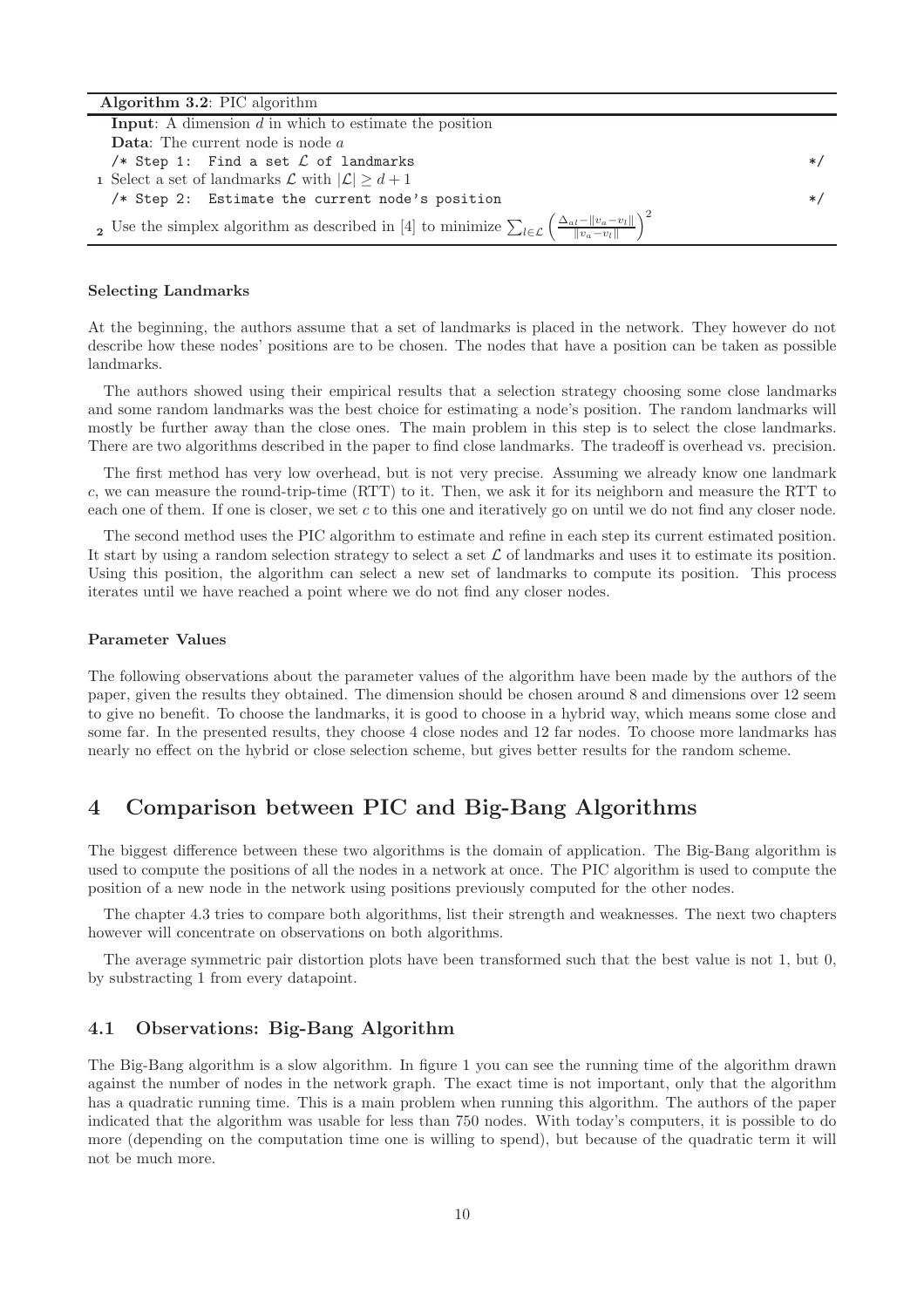**Algorithm 3.2**: PIC algorithm

```
Input: A dimension d in which to estimate the position
Data: The current node is node a
/* Step 1: Find a set L of landmarks                                    */
1 Select a set of landmarks L with |L| ≥ d + 1
/* Step 2: Estimate the current node's position                         */
2 Use the simplex algorithm as described in [4] to minimize Σ_{l∈L} ((Δ_al − ||v_a − v_l||) / ||v_a − v_l||)^2
```

**Input**: A dimension $d$ in which to estimate the position
**Data**: The current node is node $a$
/* Step 1: Find a set $\mathcal{L}$ of landmarks */
1 Select a set of landmarks $\mathcal{L}$ with $|\mathcal{L}| \geq d+1$
/* Step 2: Estimate the current node's position */
2 Use the simplex algorithm as described in [4] to minimize $\sum_{l \in \mathcal{L}} \left( \frac{\Delta_{al} - \|v_a - v_l\|}{\|v_a - v_l\|} \right)^2$

#### Selecting Landmarks

At the beginning, the authors assume that a set of landmarks is placed in the network. They however do not describe how these nodes' positions are to be chosen. The nodes that have a position can be taken as possible landmarks.

The authors showed using their empirical results that a selection strategy choosing some close landmarks and some random landmarks was the best choice for estimating a node's position. The random landmarks will mostly be further away than the close ones. The main problem in this step is to select the close landmarks. There are two algorithms described in the paper to find close landmarks. The tradeoff is overhead vs. precision.

The first method has very low overhead, but is not very precise. Assuming we already know one landmark $c$, we can measure the round-trip-time (RTT) to it. Then, we ask it for its neighborn and measure the RTT to each one of them. If one is closer, we set $c$ to this one and iteratively go on until we do not find any closer node.

The second method uses the PIC algorithm to estimate and refine in each step its current estimated position. It start by using a random selection strategy to select a set $\mathcal{L}$ of landmarks and uses it to estimate its position. Using this position, the algorithm can select a new set of landmarks to compute its position. This process iterates until we have reached a point where we do not find any closer nodes.

#### Parameter Values

The following observations about the parameter values of the algorithm have been made by the authors of the paper, given the results they obtained. The dimension should be chosen around 8 and dimensions over 12 seem to give no benefit. To choose the landmarks, it is good to choose in a hybrid way, which means some close and some far. In the presented results, they choose 4 close nodes and 12 far nodes. To choose more landmarks has nearly no effect on the hybrid or close selection scheme, but gives better results for the random scheme.

## 4 Comparison between PIC and Big-Bang Algorithms

The biggest difference between these two algorithms is the domain of application. The Big-Bang algorithm is used to compute the positions of all the nodes in a network at once. The PIC algorithm is used to compute the position of a new node in the network using positions previously computed for the other nodes.

The chapter 4.3 tries to compare both algorithms, list their strength and weaknesses. The next two chapters however will concentrate on observations on both algorithms.

The average symmetric pair distortion plots have been transformed such that the best value is not 1, but 0, by substracting 1 from every datapoint.

### 4.1 Observations: Big-Bang Algorithm

The Big-Bang algorithm is a slow algorithm. In figure 1 you can see the running time of the algorithm drawn against the number of nodes in the network graph. The exact time is not important, only that the algorithm has a quadratic running time. This is a main problem when running this algorithm. The authors of the paper indicated that the algorithm was usable for less than 750 nodes. With today's computers, it is possible to do more (depending on the computation time one is willing to spend), but because of the quadratic term it will not be much more.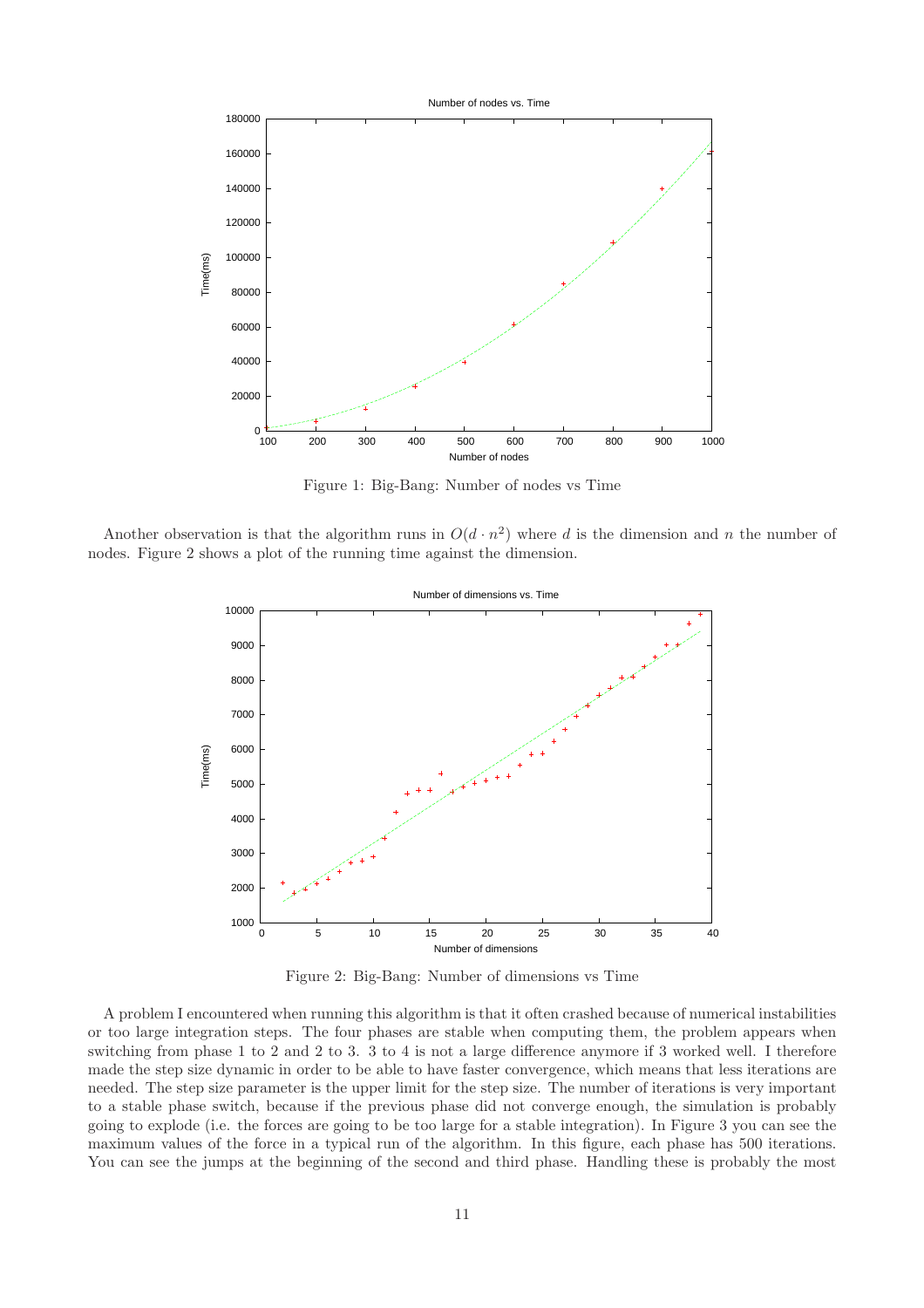Number of nodes vs. Time

Time(ms)

180000
160000
140000
120000
100000
80000
60000
40000
20000
0

100 200 300 400 500 600 700 800 900 1000

Number of nodes

Figure 1: Big-Bang: Number of nodes vs Time

Another observation is that the algorithm runs in $O(d \cdot n^2)$ where $d$ is the dimension and $n$ the number of nodes. Figure 2 shows a plot of the running time against the dimension.

Number of dimensions vs. Time

Time(ms)

10000
9000
8000
7000
6000
5000
4000
3000
2000
1000

0 5 10 15 20 25 30 35 40

Number of dimensions

Figure 2: Big-Bang: Number of dimensions vs Time

A problem I encountered when running this algorithm is that it often crashed because of numerical instabilities or too large integration steps. The four phases are stable when computing them, the problem appears when switching from phase 1 to 2 and 2 to 3. 3 to 4 is not a large difference anymore if 3 worked well. I therefore made the step size dynamic in order to be able to have faster convergence, which means that less iterations are needed. The step size parameter is the upper limit for the step size. The number of iterations is very important to a stable phase switch, because if the previous phase did not converge enough, the simulation is probably going to explode (i.e. the forces are going to be too large for a stable integration). In Figure 3 you can see the maximum values of the force in a typical run of the algorithm. In this figure, each phase has 500 iterations. You can see the jumps at the beginning of the second and third phase. Handling these is probably the most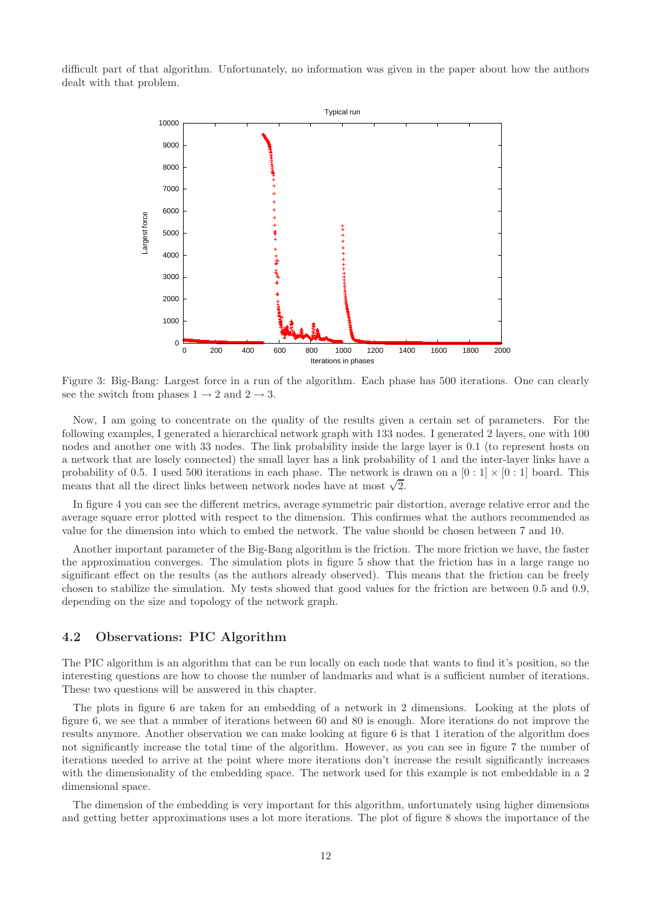difficult part of that algorithm. Unfortunately, no information was given in the paper about how the authors dealt with that problem.

Typical run

Largest force

Iterations in phases

0
1000
2000
3000
4000
5000
6000
7000
8000
9000
10000

0
200
400
600
800
1000
1200
1400
1600
1800
2000

Figure 3: Big-Bang: Largest force in a run of the algorithm. Each phase has 500 iterations. One can clearly see the switch from phases $1 \rightarrow 2$ and $2 \rightarrow 3$.

Now, I am going to concentrate on the quality of the results given a certain set of parameters. For the following examples, I generated a hierarchical network graph with 133 nodes. I generated 2 layers, one with 100 nodes and another one with 33 nodes. The link probability inside the large layer is 0.1 (to represent hosts on a network that are losely connected) the small layer has a link probability of 1 and the inter-layer links have a probability of 0.5. I used 500 iterations in each phase. The network is drawn on a $[0 : 1] \times [0 : 1]$ board. This means that all the direct links between network nodes have at most $\sqrt{2}$.

In figure 4 you can see the different metrics, average symmetric pair distortion, average relative error and the average square error plotted with respect to the dimension. This confirmes what the authors recommended as value for the dimension into which to embed the network. The value should be chosen between 7 and 10.

Another important parameter of the Big-Bang algorithm is the friction. The more friction we have, the faster the approximation converges. The simulation plots in figure 5 show that the friction has in a large range no significant effect on the results (as the authors already observed). This means that the friction can be freely chosen to stabilize the simulation. My tests showed that good values for the friction are between 0.5 and 0.9, depending on the size and topology of the network graph.

## 4.2 Observations: PIC Algorithm

The PIC algorithm is an algorithm that can be run locally on each node that wants to find it's position, so the interesting questions are how to choose the number of landmarks and what is a sufficient number of iterations. These two questions will be answered in this chapter.

The plots in figure 6 are taken for an embedding of a network in 2 dimensions. Looking at the plots of figure 6, we see that a number of iterations between 60 and 80 is enough. More iterations do not improve the results anymore. Another observation we can make looking at figure 6 is that 1 iteration of the algorithm does not significantly increase the total time of the algorithm. However, as you can see in figure 7 the number of iterations needed to arrive at the point where more iterations don't increase the result significantly increases with the dimensionality of the embedding space. The network used for this example is not embeddable in a 2 dimensional space.

The dimension of the embedding is very important for this algorithm, unfortunately using higher dimensions and getting better approximations uses a lot more iterations. The plot of figure 8 shows the importance of the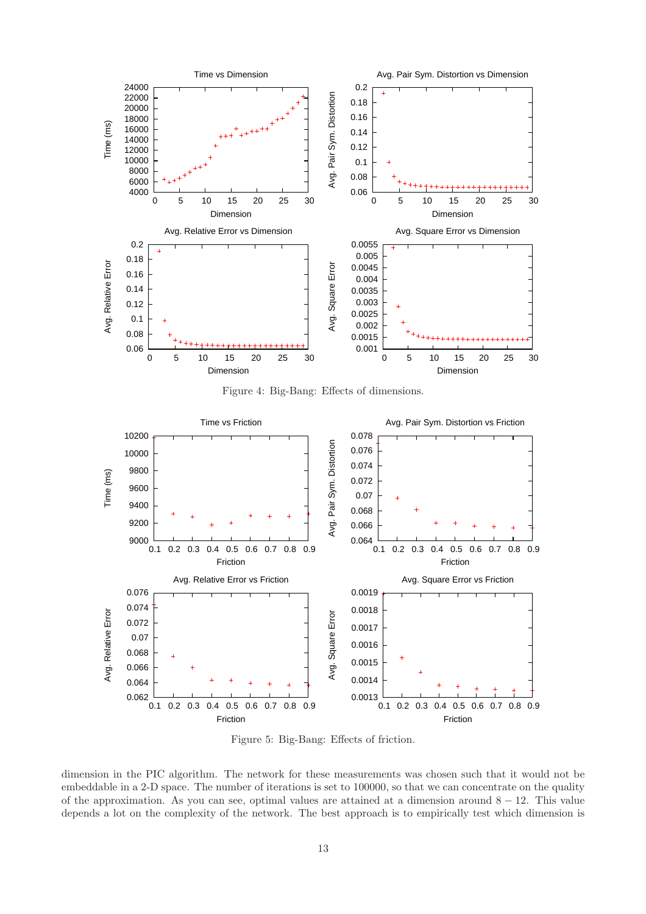Time vs Dimension

Time (ms)

24000
22000
20000
18000
16000
14000
12000
10000
8000
6000
4000

0 5 10 15 20 25 30

Dimension

Avg. Pair Sym. Distortion vs Dimension

Avg. Pair Sym. Distortion

0.2
0.18
0.16
0.14
0.12
0.1
0.08
0.06

0 5 10 15 20 25 30

Dimension

Avg. Relative Error vs Dimension

Avg. Relative Error

0.2
0.18
0.16
0.14
0.12
0.1
0.08
0.06

0 5 10 15 20 25 30

Dimension

Avg. Square Error vs Dimension

Avg. Square Error

0.0055
0.005
0.0045
0.004
0.0035
0.003
0.0025
0.002
0.0015
0.001

0 5 10 15 20 25 30

Dimension

Figure 4: Big-Bang: Effects of dimensions.

Time vs Friction

Time (ms)

10200
10000
9800
9600
9400
9200
9000

0.1 0.2 0.3 0.4 0.5 0.6 0.7 0.8 0.9

Friction

Avg. Pair Sym. Distortion vs Friction

Avg. Pair Sym. Distortion

0.078
0.076
0.074
0.072
0.07
0.068
0.066
0.064

0.1 0.2 0.3 0.4 0.5 0.6 0.7 0.8 0.9

Friction

Avg. Relative Error vs Friction

Avg. Relative Error

0.076
0.074
0.072
0.07
0.068
0.066
0.064
0.062

0.1 0.2 0.3 0.4 0.5 0.6 0.7 0.8 0.9

Friction

Avg. Square Error vs Friction

Avg. Square Error

0.0019
0.0018
0.0017
0.0016
0.0015
0.0014
0.0013

0.1 0.2 0.3 0.4 0.5 0.6 0.7 0.8 0.9

Friction

Figure 5: Big-Bang: Effects of friction.

dimension in the PIC algorithm. The network for these measurements was chosen such that it would not be embeddable in a 2-D space. The number of iterations is set to 100000, so that we can concentrate on the quality of the approximation. As you can see, optimal values are attained at a dimension around $8-12$. This value depends a lot on the complexity of the network. The best approach is to empirically test which dimension is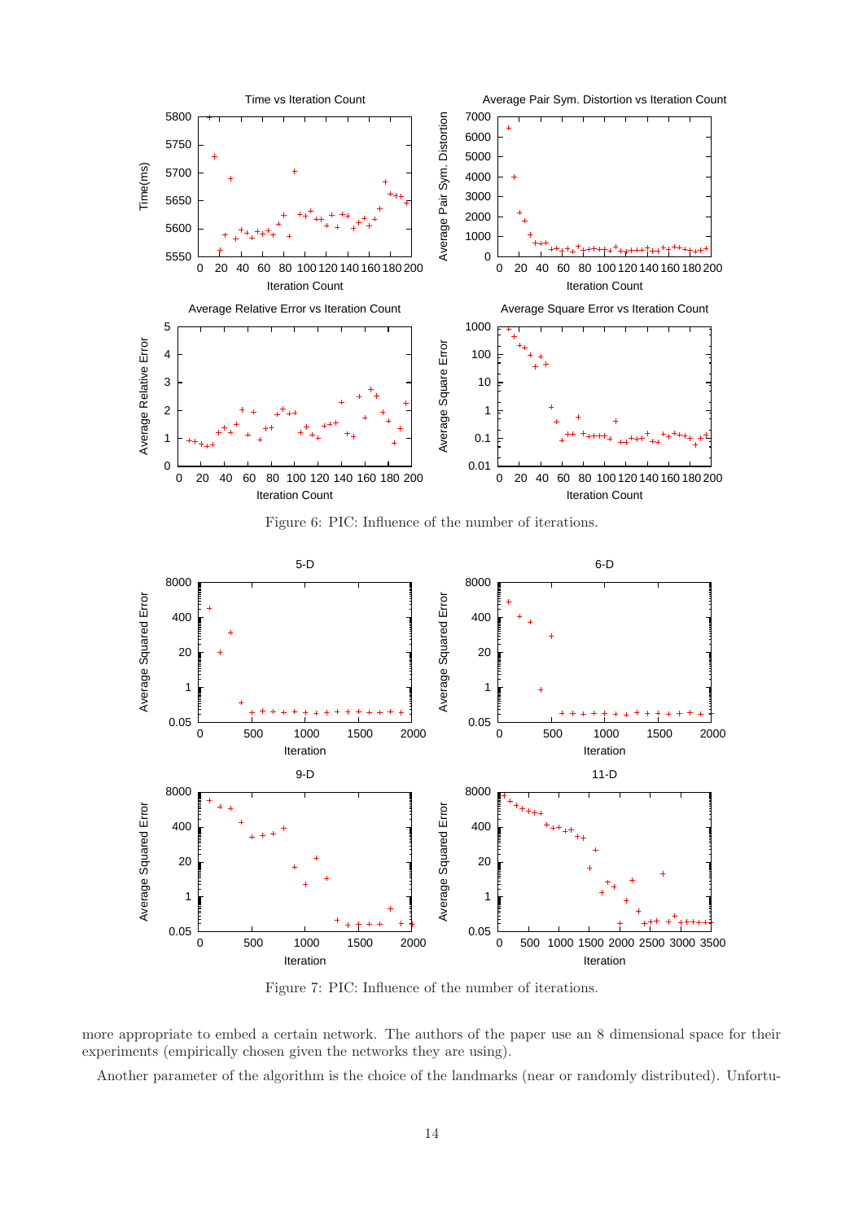Time vs Iteration Count

Time(ms)

5800
5750
5700
5650
5600
5550

0 20 40 60 80 100 120 140 160 180 200

Iteration Count

Average Pair Sym. Distortion vs Iteration Count

Average Pair Sym. Distortion

7000
6000
5000
4000
3000
2000
1000
0

0 20 40 60 80 100 120 140 160 180 200

Iteration Count

Average Relative Error vs Iteration Count

Average Relative Error

5
4
3
2
1
0

0 20 40 60 80 100 120 140 160 180 200

Iteration Count

Average Square Error vs Iteration Count

Average Square Error

1000
100
10
1
0.1
0.01

0 20 40 60 80 100 120 140 160 180 200

Iteration Count

Figure 6: PIC: Influence of the number of iterations.

5-D

Average Squared Error

8000
400
20
1
0.05

0 500 1000 1500 2000

Iteration

6-D

Average Squared Error

8000
400
20
1
0.05

0 500 1000 1500 2000

Iteration

9-D

Average Squared Error

8000
400
20
1
0.05

0 500 1000 1500 2000

Iteration

11-D

Average Squared Error

8000
400
20
1
0.05

0 500 1000 1500 2000 2500 3000 3500

Iteration

Figure 7: PIC: Influence of the number of iterations.

more appropriate to embed a certain network. The authors of the paper use an 8 dimensional space for their experiments (empirically chosen given the networks they are using).

Another parameter of the algorithm is the choice of the landmarks (near or randomly distributed). Unfortu-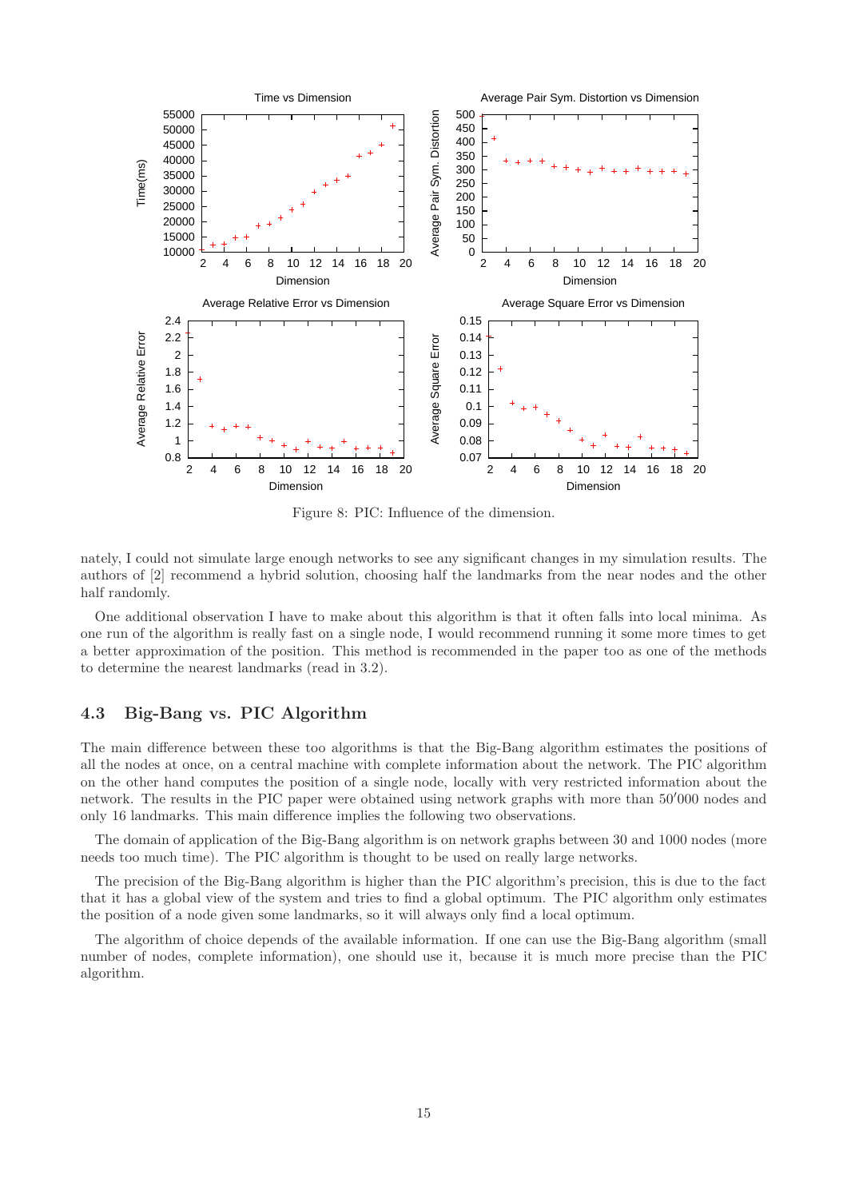Time vs Dimension

Time(ms)

55000
50000
45000
40000
35000
30000
25000
20000
15000
10000

2 4 6 8 10 12 14 16 18 20

Dimension

Average Pair Sym. Distortion vs Dimension

Average Pair Sym. Distortion

500
450
400
350
300
250
200
150
100
50
0

2 4 6 8 10 12 14 16 18 20

Dimension

Average Relative Error vs Dimension

Average Relative Error

2.4
2.2
2
1.8
1.6
1.4
1.2
1
0.8

2 4 6 8 10 12 14 16 18 20

Dimension

Average Square Error vs Dimension

Average Square Error

0.15
0.14
0.13
0.12
0.11
0.1
0.09
0.08
0.07

2 4 6 8 10 12 14 16 18 20

Dimension

Figure 8: PIC: Influence of the dimension.

nately, I could not simulate large enough networks to see any significant changes in my simulation results. The authors of [2] recommend a hybrid solution, choosing half the landmarks from the near nodes and the other half randomly.

One additional observation I have to make about this algorithm is that it often falls into local minima. As one run of the algorithm is really fast on a single node, I would recommend running it some more times to get a better approximation of the position. This method is recommended in the paper too as one of the methods to determine the nearest landmarks (read in 3.2).

### 4.3 Big-Bang vs. PIC Algorithm

The main difference between these too algorithms is that the Big-Bang algorithm estimates the positions of all the nodes at once, on a central machine with complete information about the network. The PIC algorithm on the other hand computes the position of a single node, locally with very restricted information about the network. The results in the PIC paper were obtained using network graphs with more than 50′000 nodes and only 16 landmarks. This main difference implies the following two observations.

The domain of application of the Big-Bang algorithm is on network graphs between 30 and 1000 nodes (more needs too much time). The PIC algorithm is thought to be used on really large networks.

The precision of the Big-Bang algorithm is higher than the PIC algorithm's precision, this is due to the fact that it has a global view of the system and tries to find a global optimum. The PIC algorithm only estimates the position of a node given some landmarks, so it will always only find a local optimum.

The algorithm of choice depends of the available information. If one can use the Big-Bang algorithm (small number of nodes, complete information), one should use it, because it is much more precise than the PIC algorithm.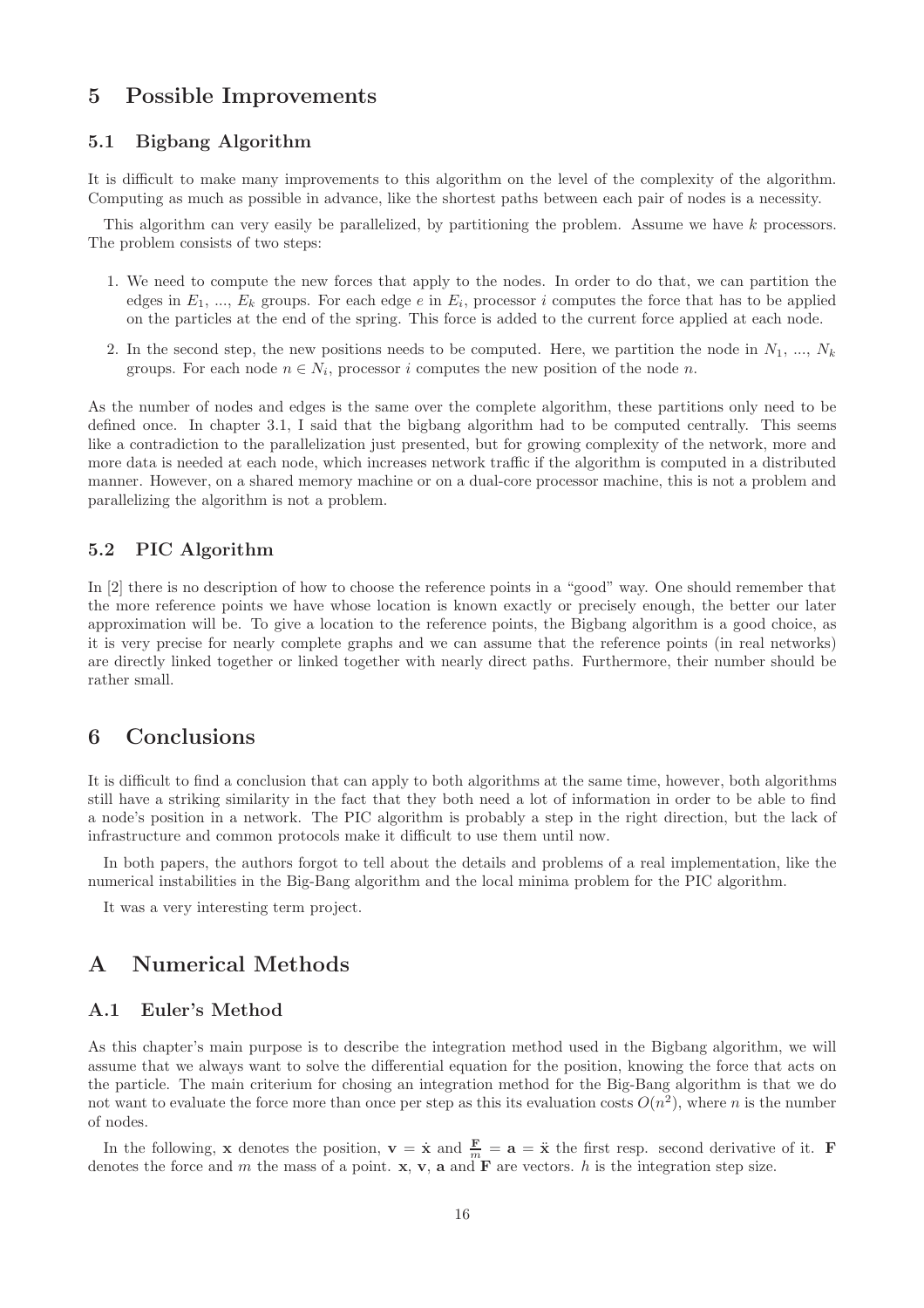# 5 Possible Improvements

## 5.1 Bigbang Algorithm

It is difficult to make many improvements to this algorithm on the level of the complexity of the algorithm. Computing as much as possible in advance, like the shortest paths between each pair of nodes is a necessity.

This algorithm can very easily be parallelized, by partitioning the problem. Assume we have $k$ processors. The problem consists of two steps:

1. We need to compute the new forces that apply to the nodes. In order to do that, we can partition the edges in $E_1$, ..., $E_k$ groups. For each edge $e$ in $E_i$, processor $i$ computes the force that has to be applied on the particles at the end of the spring. This force is added to the current force applied at each node.
2. In the second step, the new positions needs to be computed. Here, we partition the node in $N_1$, ..., $N_k$ groups. For each node $n \in N_i$, processor $i$ computes the new position of the node $n$.

As the number of nodes and edges is the same over the complete algorithm, these partitions only need to be defined once. In chapter 3.1, I said that the bigbang algorithm had to be computed centrally. This seems like a contradiction to the parallelization just presented, but for growing complexity of the network, more and more data is needed at each node, which increases network traffic if the algorithm is computed in a distributed manner. However, on a shared memory machine or on a dual-core processor machine, this is not a problem and parallelizing the algorithm is not a problem.

## 5.2 PIC Algorithm

In [2] there is no description of how to choose the reference points in a "good" way. One should remember that the more reference points we have whose location is known exactly or precisely enough, the better our later approximation will be. To give a location to the reference points, the Bigbang algorithm is a good choice, as it is very precise for nearly complete graphs and we can assume that the reference points (in real networks) are directly linked together or linked together with nearly direct paths. Furthermore, their number should be rather small.

# 6 Conclusions

It is difficult to find a conclusion that can apply to both algorithms at the same time, however, both algorithms still have a striking similarity in the fact that they both need a lot of information in order to be able to find a node's position in a network. The PIC algorithm is probably a step in the right direction, but the lack of infrastructure and common protocols make it difficult to use them until now.

In both papers, the authors forgot to tell about the details and problems of a real implementation, like the numerical instabilities in the Big-Bang algorithm and the local minima problem for the PIC algorithm.

It was a very interesting term project.

# A Numerical Methods

## A.1 Euler's Method

As this chapter's main purpose is to describe the integration method used in the Bigbang algorithm, we will assume that we always want to solve the differential equation for the position, knowing the force that acts on the particle. The main criterium for chosing an integration method for the Big-Bang algorithm is that we do not want to evaluate the force more than once per step as this its evaluation costs $O(n^2)$, where $n$ is the number of nodes.

In the following, $\mathbf{x}$ denotes the position, $\mathbf{v} = \dot{\mathbf{x}}$ and $\frac{\mathbf{F}}{m} = \mathbf{a} = \ddot{\mathbf{x}}$ the first resp. second derivative of it. $\mathbf{F}$ denotes the force and $m$ the mass of a point. $\mathbf{x}$, $\mathbf{v}$, $\mathbf{a}$ and $\mathbf{F}$ are vectors. $h$ is the integration step size.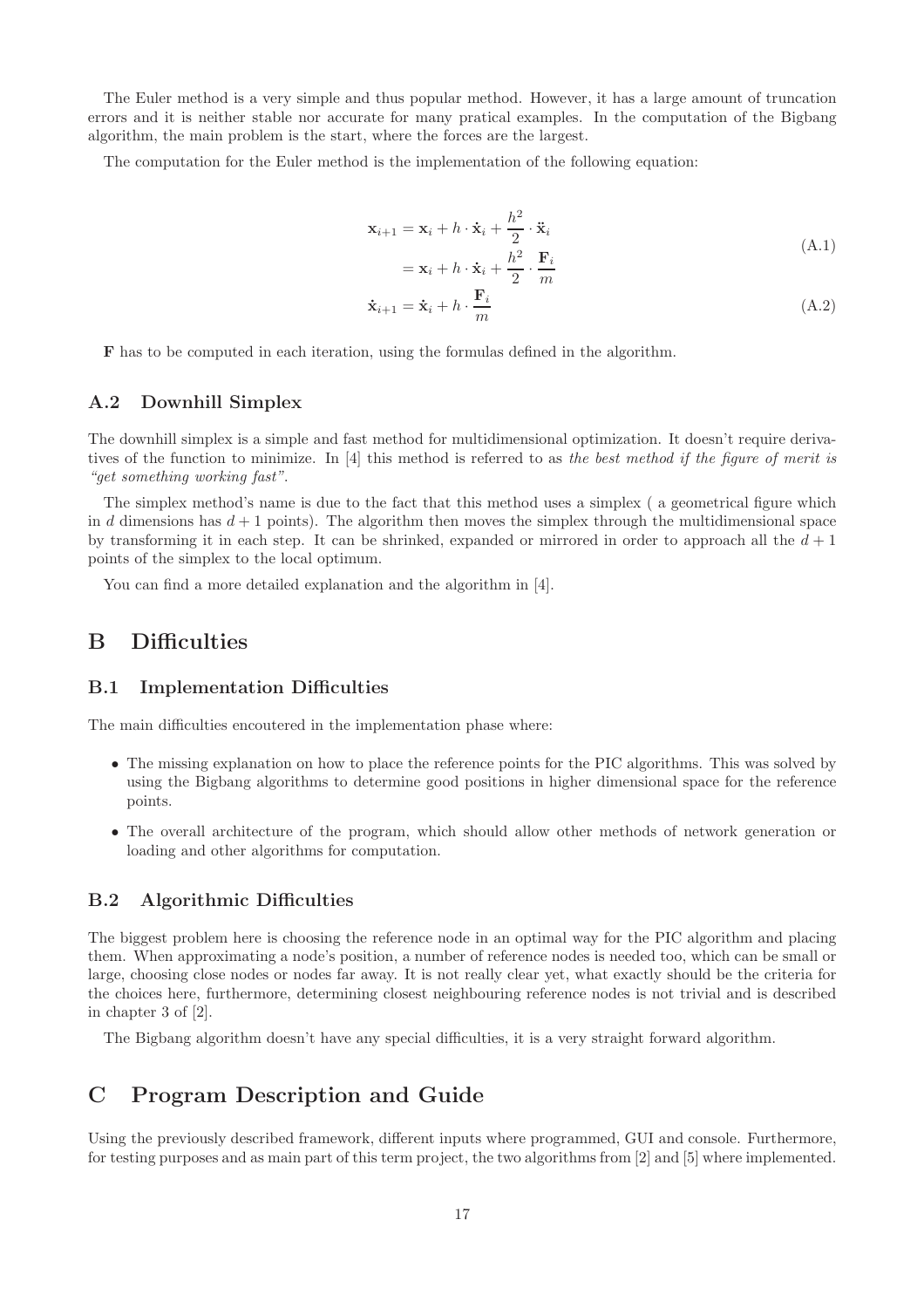The Euler method is a very simple and thus popular method. However, it has a large amount of truncation errors and it is neither stable nor accurate for many pratical examples. In the computation of the Bigbang algorithm, the main problem is the start, where the forces are the largest.

The computation for the Euler method is the implementation of the following equation:

$$\begin{aligned}
\mathbf{x}_{i+1} &= \mathbf{x}_i + h \cdot \dot{\mathbf{x}}_i + \frac{h^2}{2} \cdot \ddot{\mathbf{x}}_i \\
&= \mathbf{x}_i + h \cdot \dot{\mathbf{x}}_i + \frac{h^2}{2} \cdot \frac{\mathbf{F}_i}{m}
\end{aligned} \tag{A.1}$$

$$\dot{\mathbf{x}}_{i+1} = \dot{\mathbf{x}}_i + h \cdot \frac{\mathbf{F}_i}{m} \tag{A.2}$$

**F** has to be computed in each iteration, using the formulas defined in the algorithm.

### A.2 Downhill Simplex

The downhill simplex is a simple and fast method for multidimensional optimization. It doesn't require derivatives of the function to minimize. In [4] this method is referred to as *the best method if the figure of merit is "get something working fast"*.

The simplex method's name is due to the fact that this method uses a simplex ( a geometrical figure which in $d$ dimensions has $d + 1$ points). The algorithm then moves the simplex through the multidimensional space by transforming it in each step. It can be shrinked, expanded or mirrored in order to approach all the $d + 1$ points of the simplex to the local optimum.

You can find a more detailed explanation and the algorithm in [4].

## B Difficulties

### B.1 Implementation Difficulties

The main difficulties encoutered in the implementation phase where:

- The missing explanation on how to place the reference points for the PIC algorithms. This was solved by using the Bigbang algorithms to determine good positions in higher dimensional space for the reference points.
- The overall architecture of the program, which should allow other methods of network generation or loading and other algorithms for computation.

### B.2 Algorithmic Difficulties

The biggest problem here is choosing the reference node in an optimal way for the PIC algorithm and placing them. When approximating a node's position, a number of reference nodes is needed too, which can be small or large, choosing close nodes or nodes far away. It is not really clear yet, what exactly should be the criteria for the choices here, furthermore, determining closest neighbouring reference nodes is not trivial and is described in chapter 3 of [2].

The Bigbang algorithm doesn't have any special difficulties, it is a very straight forward algorithm.

## C Program Description and Guide

Using the previously described framework, different inputs where programmed, GUI and console. Furthermore, for testing purposes and as main part of this term project, the two algorithms from [2] and [5] where implemented.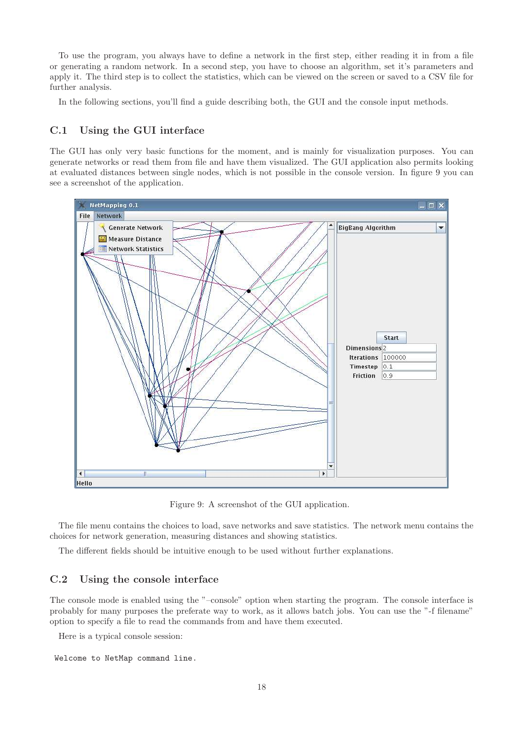To use the program, you always have to define a network in the first step, either reading it in from a file or generating a random network. In a second step, you have to choose an algorithm, set it's parameters and apply it. The third step is to collect the statistics, which can be viewed on the screen or saved to a CSV file for further analysis.

In the following sections, you'll find a guide describing both, the GUI and the console input methods.

## C.1 Using the GUI interface

The GUI has only very basic functions for the moment, and is mainly for visualization purposes. You can generate networks or read them from file and have them visualized. The GUI application also permits looking at evaluated distances between single nodes, which is not possible in the console version. In figure 9 you can see a screenshot of the application.

NetMapping 0.1
File
Network
Generate Network
Measure Distance
Network Statistics
BigBang Algorithm
Start
Dimensions 2
Iterations 100000
Timestep 0.1
Friction 0.9
Hello

Figure 9: A screenshot of the GUI application.

The file menu contains the choices to load, save networks and save statistics. The network menu contains the choices for network generation, measuring distances and showing statistics.

The different fields should be intuitive enough to be used without further explanations.

## C.2 Using the console interface

The console mode is enabled using the "–console" option when starting the program. The console interface is probably for many purposes the preferate way to work, as it allows batch jobs. You can use the "-f filename" option to specify a file to read the commands from and have them executed.

Here is a typical console session:

```
Welcome to NetMap command line.
```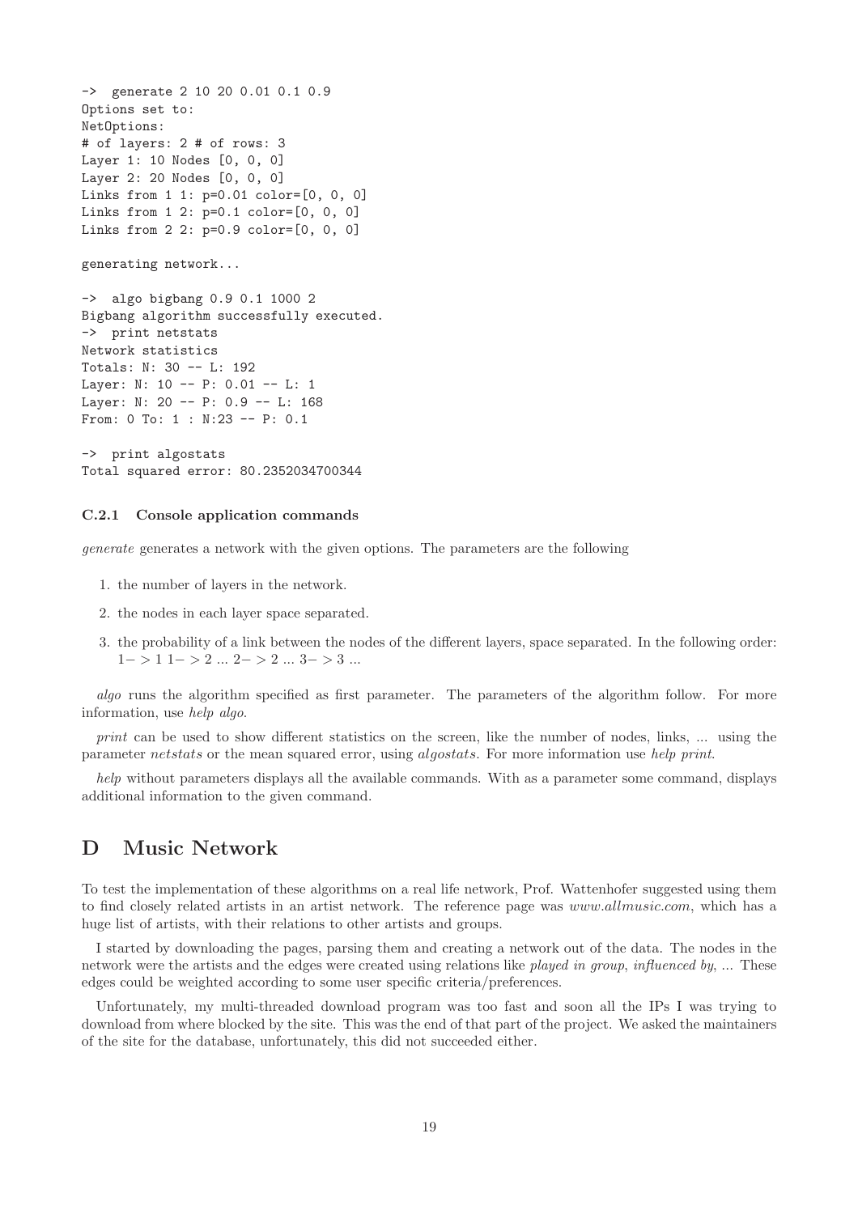```
->  generate 2 10 20 0.01 0.1 0.9
Options set to:
NetOptions:
# of layers: 2 # of rows: 3
Layer 1: 10 Nodes [0, 0, 0]
Layer 2: 20 Nodes [0, 0, 0]
Links from 1 1: p=0.01 color=[0, 0, 0]
Links from 1 2: p=0.1 color=[0, 0, 0]
Links from 2 2: p=0.9 color=[0, 0, 0]

generating network...

->  algo bigbang 0.9 0.1 1000 2
Bigbang algorithm successfully executed.
->  print netstats
Network statistics
Totals: N: 30 -- L: 192
Layer: N: 10 -- P: 0.01 -- L: 1
Layer: N: 20 -- P: 0.9 -- L: 168
From: 0 To: 1 : N:23 -- P: 0.1

->  print algostats
Total squared error: 80.2352034700344
```

#### C.2.1 Console application commands

*generate* generates a network with the given options. The parameters are the following

1. the number of layers in the network.
2. the nodes in each layer space separated.
3. the probability of a link between the nodes of the different layers, space separated. In the following order: $1->1$ $1->2$ ... $2->2$ ... $3->3$ ...

*algo* runs the algorithm specified as first parameter. The parameters of the algorithm follow. For more information, use *help algo*.

*print* can be used to show different statistics on the screen, like the number of nodes, links, ... using the parameter *netstats* or the mean squared error, using *algostats*. For more information use *help print*.

*help* without parameters displays all the available commands. With as a parameter some command, displays additional information to the given command.

## D Music Network

To test the implementation of these algorithms on a real life network, Prof. Wattenhofer suggested using them to find closely related artists in an artist network. The reference page was *www.allmusic.com*, which has a huge list of artists, with their relations to other artists and groups.

I started by downloading the pages, parsing them and creating a network out of the data. The nodes in the network were the artists and the edges were created using relations like *played in group*, *influenced by*, ... These edges could be weighted according to some user specific criteria/preferences.

Unfortunately, my multi-threaded download program was too fast and soon all the IPs I was trying to download from where blocked by the site. This was the end of that part of the project. We asked the maintainers of the site for the database, unfortunately, this did not succeeded either.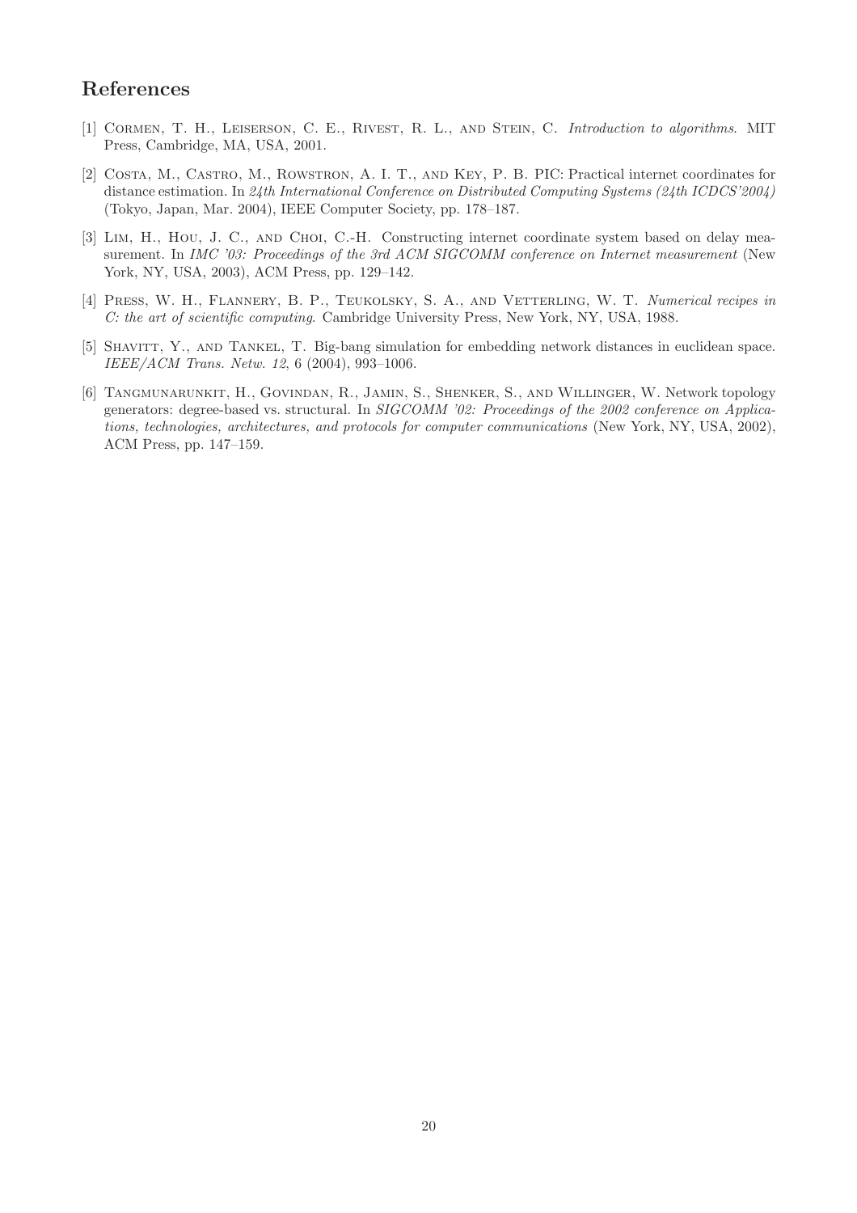# References

[1] Cormen, T. H., Leiserson, C. E., Rivest, R. L., and Stein, C. *Introduction to algorithms*. MIT Press, Cambridge, MA, USA, 2001.

[2] Costa, M., Castro, M., Rowstron, A. I. T., and Key, P. B. PIC: Practical internet coordinates for distance estimation. In *24th International Conference on Distributed Computing Systems (24th ICDCS'2004)* (Tokyo, Japan, Mar. 2004), IEEE Computer Society, pp. 178–187.

[3] Lim, H., Hou, J. C., and Choi, C.-H. Constructing internet coordinate system based on delay measurement. In *IMC '03: Proceedings of the 3rd ACM SIGCOMM conference on Internet measurement* (New York, NY, USA, 2003), ACM Press, pp. 129–142.

[4] Press, W. H., Flannery, B. P., Teukolsky, S. A., and Vetterling, W. T. *Numerical recipes in C: the art of scientific computing*. Cambridge University Press, New York, NY, USA, 1988.

[5] Shavitt, Y., and Tankel, T. Big-bang simulation for embedding network distances in euclidean space. *IEEE/ACM Trans. Netw. 12*, 6 (2004), 993–1006.

[6] Tangmunarunkit, H., Govindan, R., Jamin, S., Shenker, S., and Willinger, W. Network topology generators: degree-based vs. structural. In *SIGCOMM '02: Proceedings of the 2002 conference on Applications, technologies, architectures, and protocols for computer communications* (New York, NY, USA, 2002), ACM Press, pp. 147–159.